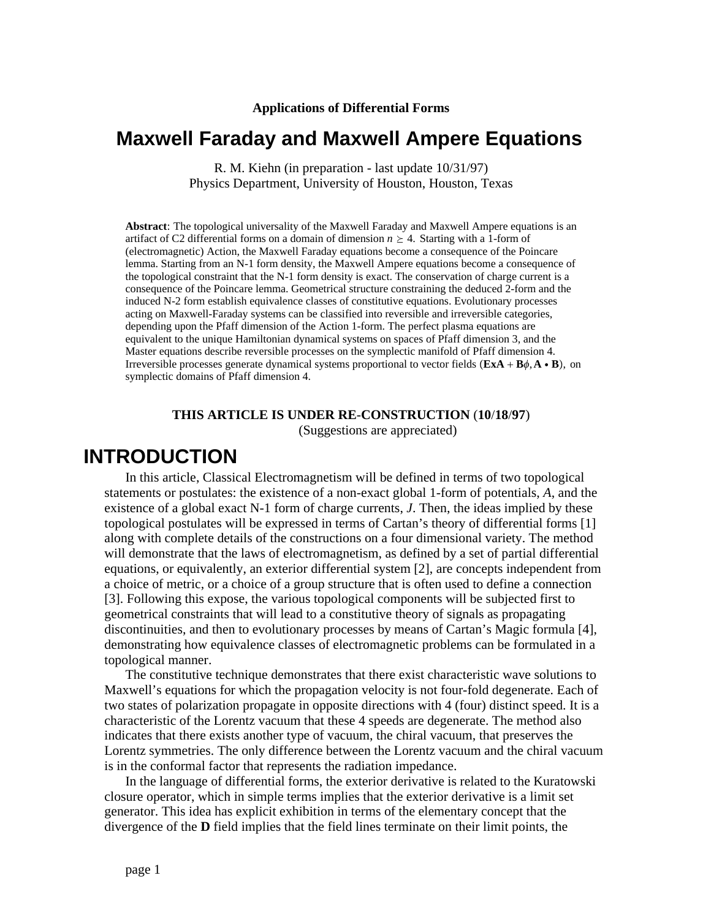**Applications of Differential Forms**

# Maxwell Faraday and Maxwell Ampere Equations

R. M. Kiehn (in preparation - last update 10/31/97)
Physics Department, University of Houston, Houston, Texas

**Abstract**: The topological universality of the Maxwell Faraday and Maxwell Ampere equations is an artifact of C2 differential forms on a domain of dimension $n \geq 4$. Starting with a 1-form of (electromagnetic) Action, the Maxwell Faraday equations become a consequence of the Poincare lemma. Starting from an N-1 form density, the Maxwell Ampere equations become a consequence of the topological constraint that the N-1 form density is exact. The conservation of charge current is a consequence of the Poincare lemma. Geometrical structure constraining the deduced 2-form and the induced N-2 form establish equivalence classes of constitutive equations. Evolutionary processes acting on Maxwell-Faraday systems can be classified into reversible and irreversible categories, depending upon the Pfaff dimension of the Action 1-form. The perfect plasma equations are equivalent to the unique Hamiltonian dynamical systems on spaces of Pfaff dimension 3, and the Master equations describe reversible processes on the symplectic manifold of Pfaff dimension 4. Irreversible processes generate dynamical systems proportional to vector fields $(\mathbf{ExA} + \mathbf{B}\phi, \mathbf{A} \bullet \mathbf{B})$, on symplectic domains of Pfaff dimension 4.

**THIS ARTICLE IS UNDER RE-CONSTRUCTION (10/18/97)**
(Suggestions are appreciated)

# INTRODUCTION

In this article, Classical Electromagnetism will be defined in terms of two topological statements or postulates: the existence of a non-exact global 1-form of potentials, *A*, and the existence of a global exact N-1 form of charge currents, *J*. Then, the ideas implied by these topological postulates will be expressed in terms of Cartan's theory of differential forms [1] along with complete details of the constructions on a four dimensional variety. The method will demonstrate that the laws of electromagnetism, as defined by a set of partial differential equations, or equivalently, an exterior differential system [2], are concepts independent from a choice of metric, or a choice of a group structure that is often used to define a connection [3]. Following this expose, the various topological components will be subjected first to geometrical constraints that will lead to a constitutive theory of signals as propagating discontinuities, and then to evolutionary processes by means of Cartan's Magic formula [4], demonstrating how equivalence classes of electromagnetic problems can be formulated in a topological manner.

The constitutive technique demonstrates that there exist characteristic wave solutions to Maxwell's equations for which the propagation velocity is not four-fold degenerate. Each of two states of polarization propagate in opposite directions with 4 (four) distinct speed. It is a characteristic of the Lorentz vacuum that these 4 speeds are degenerate. The method also indicates that there exists another type of vacuum, the chiral vacuum, that preserves the Lorentz symmetries. The only difference between the Lorentz vacuum and the chiral vacuum is in the conformal factor that represents the radiation impedance.

In the language of differential forms, the exterior derivative is related to the Kuratowski closure operator, which in simple terms implies that the exterior derivative is a limit set generator. This idea has explicit exhibition in terms of the elementary concept that the divergence of the **D** field implies that the field lines terminate on their limit points, the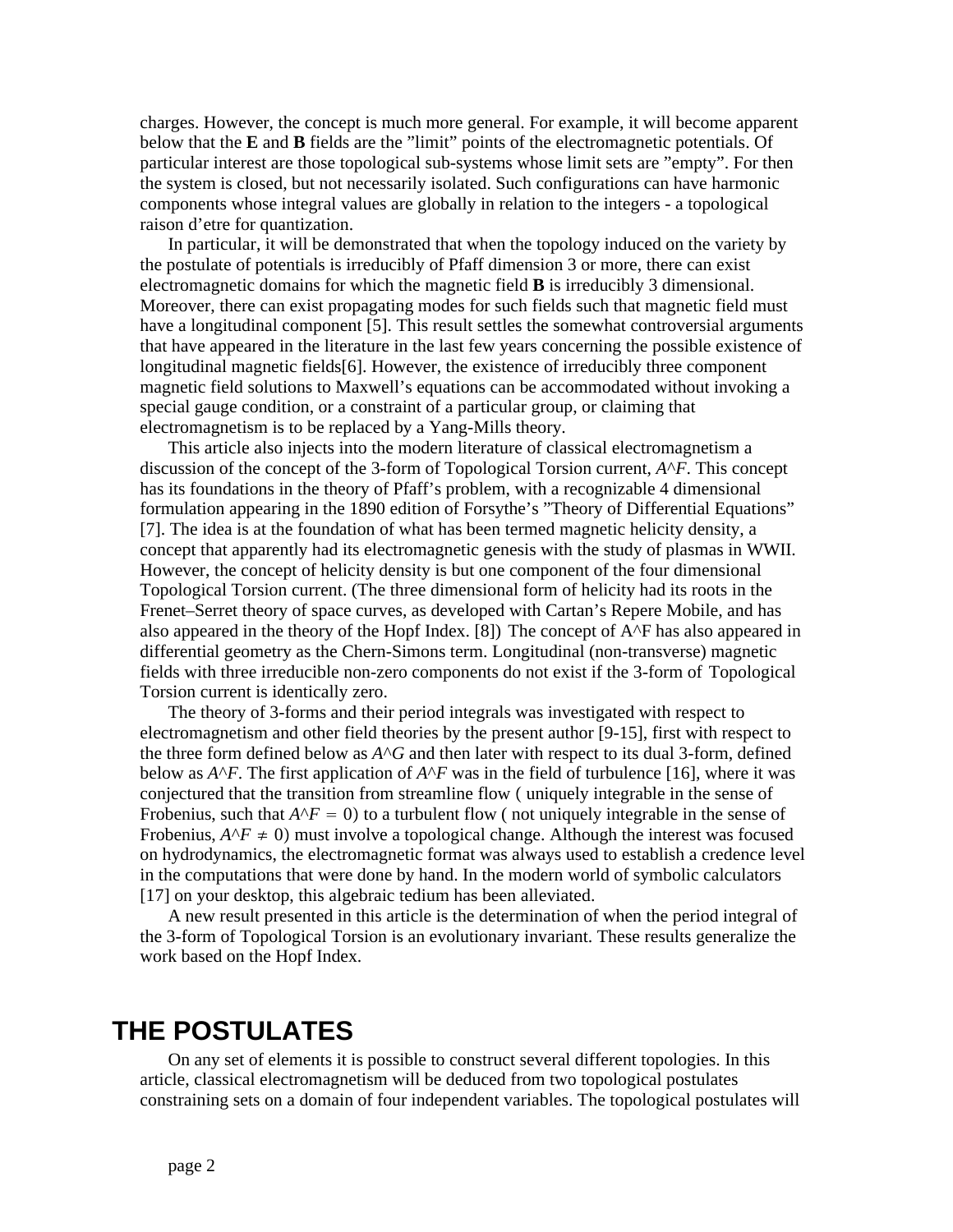charges. However, the concept is much more general. For example, it will become apparent below that the **E** and **B** fields are the "limit" points of the electromagnetic potentials. Of particular interest are those topological sub-systems whose limit sets are "empty". For then the system is closed, but not necessarily isolated. Such configurations can have harmonic components whose integral values are globally in relation to the integers - a topological raison d'etre for quantization.

In particular, it will be demonstrated that when the topology induced on the variety by the postulate of potentials is irreducibly of Pfaff dimension 3 or more, there can exist electromagnetic domains for which the magnetic field **B** is irreducibly 3 dimensional. Moreover, there can exist propagating modes for such fields such that magnetic field must have a longitudinal component [5]. This result settles the somewhat controversial arguments that have appeared in the literature in the last few years concerning the possible existence of longitudinal magnetic fields[6]. However, the existence of irreducibly three component magnetic field solutions to Maxwell's equations can be accommodated without invoking a special gauge condition, or a constraint of a particular group, or claiming that electromagnetism is to be replaced by a Yang-Mills theory.

This article also injects into the modern literature of classical electromagnetism a discussion of the concept of the 3-form of Topological Torsion current, $A$^$F$. This concept has its foundations in the theory of Pfaff's problem, with a recognizable 4 dimensional formulation appearing in the 1890 edition of Forsythe's "Theory of Differential Equations" [7]. The idea is at the foundation of what has been termed magnetic helicity density, a concept that apparently had its electromagnetic genesis with the study of plasmas in WWII. However, the concept of helicity density is but one component of the four dimensional Topological Torsion current. (The three dimensional form of helicity had its roots in the Frenet–Serret theory of space curves, as developed with Cartan's Repere Mobile, and has also appeared in the theory of the Hopf Index. [8]) The concept of A^F has also appeared in differential geometry as the Chern-Simons term. Longitudinal (non-transverse) magnetic fields with three irreducible non-zero components do not exist if the 3-form of Topological Torsion current is identically zero.

The theory of 3-forms and their period integrals was investigated with respect to electromagnetism and other field theories by the present author [9-15], first with respect to the three form defined below as $A$^$G$ and then later with respect to its dual 3-form, defined below as $A$^$F$. The first application of $A$^$F$ was in the field of turbulence [16], where it was conjectured that the transition from streamline flow ( uniquely integrable in the sense of Frobenius, such that $A$^$F = 0$) to a turbulent flow ( not uniquely integrable in the sense of Frobenius, $A$^$F \neq 0$) must involve a topological change. Although the interest was focused on hydrodynamics, the electromagnetic format was always used to establish a credence level in the computations that were done by hand. In the modern world of symbolic calculators [17] on your desktop, this algebraic tedium has been alleviated.

A new result presented in this article is the determination of when the period integral of the 3-form of Topological Torsion is an evolutionary invariant. These results generalize the work based on the Hopf Index.

# THE POSTULATES

On any set of elements it is possible to construct several different topologies. In this article, classical electromagnetism will be deduced from two topological postulates constraining sets on a domain of four independent variables. The topological postulates will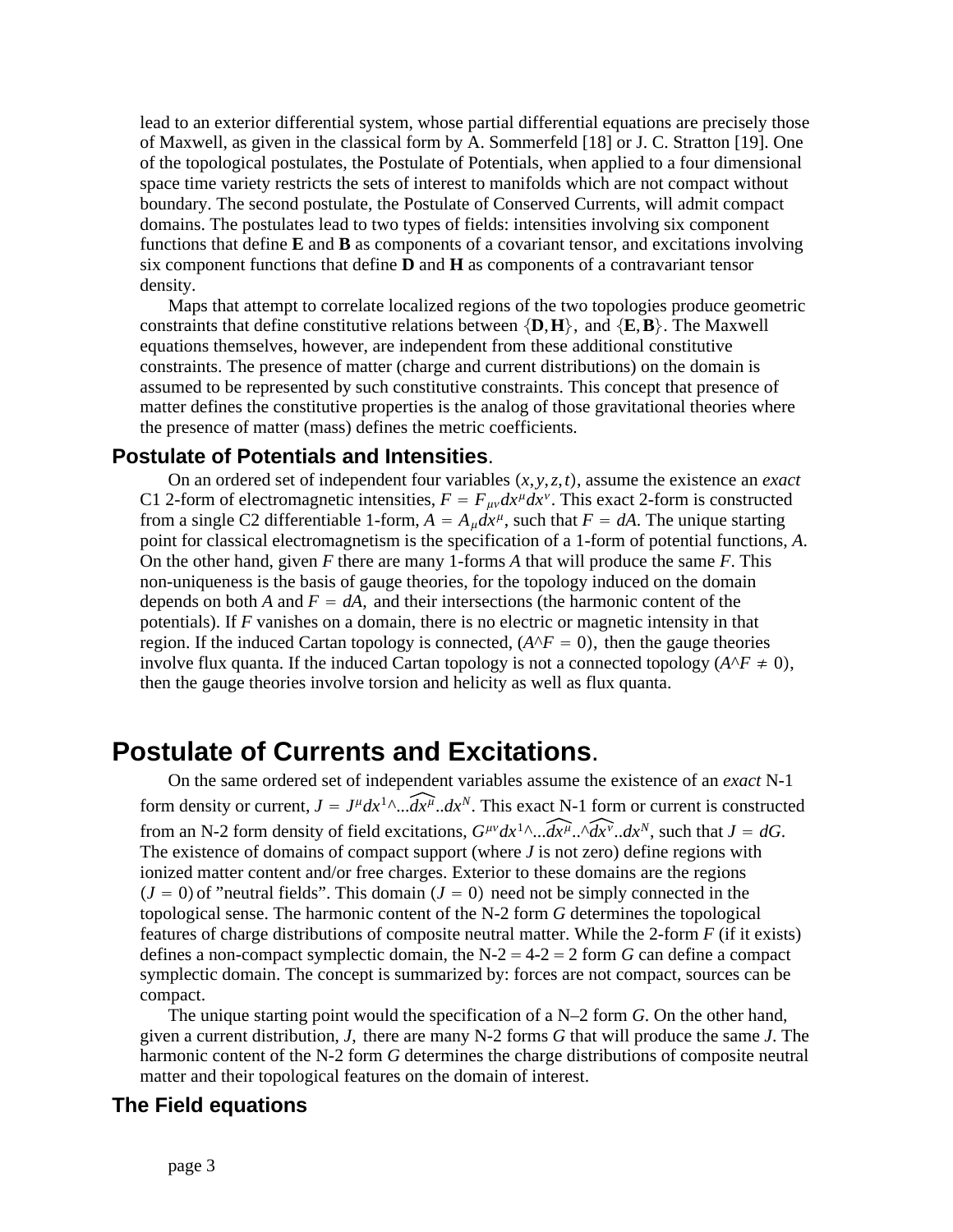lead to an exterior differential system, whose partial differential equations are precisely those of Maxwell, as given in the classical form by A. Sommerfeld [18] or J. C. Stratton [19]. One of the topological postulates, the Postulate of Potentials, when applied to a four dimensional space time variety restricts the sets of interest to manifolds which are not compact without boundary. The second postulate, the Postulate of Conserved Currents, will admit compact domains. The postulates lead to two types of fields: intensities involving six component functions that define **E** and **B** as components of a covariant tensor, and excitations involving six component functions that define **D** and **H** as components of a contravariant tensor density.

Maps that attempt to correlate localized regions of the two topologies produce geometric constraints that define constitutive relations between $\{\mathbf{D},\mathbf{H}\}$, and $\{\mathbf{E},\mathbf{B}\}$. The Maxwell equations themselves, however, are independent from these additional constitutive constraints. The presence of matter (charge and current distributions) on the domain is assumed to be represented by such constitutive constraints. This concept that presence of matter defines the constitutive properties is the analog of those gravitational theories where the presence of matter (mass) defines the metric coefficients.

### Postulate of Potentials and Intensities.

On an ordered set of independent four variables $(x,y,z,t)$, assume the existence an *exact* C1 2-form of electromagnetic intensities, $F = F_{\mu\nu}dx^{\mu}dx^{\nu}$. This exact 2-form is constructed from a single C2 differentiable 1-form, $A = A_{\mu}dx^{\mu}$, such that $F = dA$. The unique starting point for classical electromagnetism is the specification of a 1-form of potential functions, $A$. On the other hand, given $F$ there are many 1-forms $A$ that will produce the same $F$. This non-uniqueness is the basis of gauge theories, for the topology induced on the domain depends on both $A$ and $F = dA$, and their intersections (the harmonic content of the potentials). If $F$ vanishes on a domain, there is no electric or magnetic intensity in that region. If the induced Cartan topology is connected, $(A\hat{}F = 0)$, then the gauge theories involve flux quanta. If the induced Cartan topology is not a connected topology $(A\hat{}F \neq 0)$, then the gauge theories involve torsion and helicity as well as flux quanta.

## Postulate of Currents and Excitations.

On the same ordered set of independent variables assume the existence of an *exact* N-1 form density or current, $J = J^{\mu}dx^{1}\hat{}...\widehat{dx^{\mu}}..dx^{N}$. This exact N-1 form or current is constructed from an N-2 form density of field excitations, $G^{\mu\nu}dx^{1}\hat{}...\widehat{dx^{\mu}}..\hat{}\widehat{dx^{\nu}}..dx^{N}$, such that $J = dG$. The existence of domains of compact support (where $J$ is not zero) define regions with ionized matter content and/or free charges. Exterior to these domains are the regions $(J = 0)$ of "neutral fields". This domain $(J = 0)$ need not be simply connected in the topological sense. The harmonic content of the N-2 form $G$ determines the topological features of charge distributions of composite neutral matter. While the 2-form $F$ (if it exists) defines a non-compact symplectic domain, the N-2 = 4-2 = 2 form $G$ can define a compact symplectic domain. The concept is summarized by: forces are not compact, sources can be compact.

The unique starting point would the specification of a N–2 form $G$. On the other hand, given a current distribution, $J$, there are many N-2 forms $G$ that will produce the same $J$. The harmonic content of the N-2 form $G$ determines the charge distributions of composite neutral matter and their topological features on the domain of interest.

### The Field equations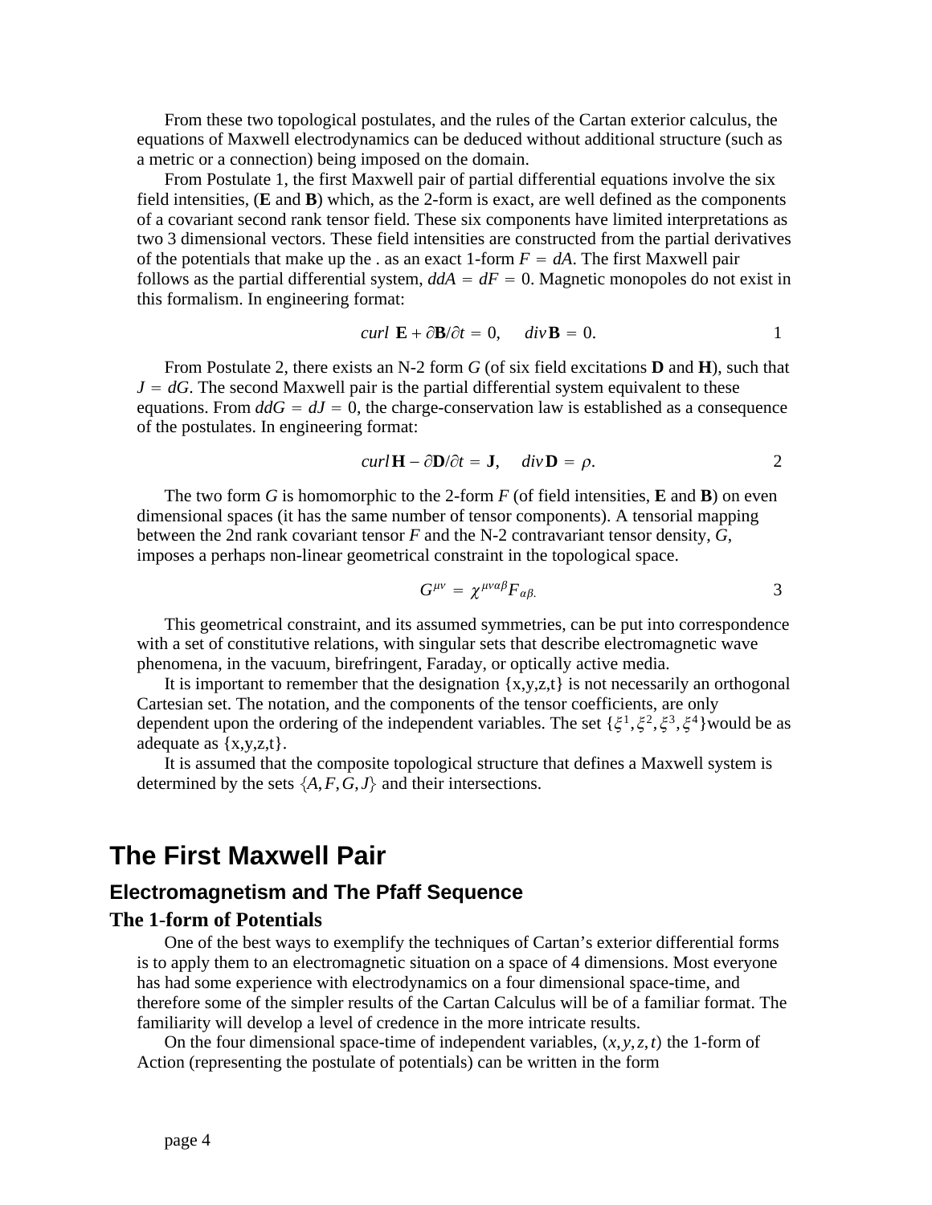From these two topological postulates, and the rules of the Cartan exterior calculus, the equations of Maxwell electrodynamics can be deduced without additional structure (such as a metric or a connection) being imposed on the domain.

From Postulate 1, the first Maxwell pair of partial differential equations involve the six field intensities, (**E** and **B**) which, as the 2-form is exact, are well defined as the components of a covariant second rank tensor field. These six components have limited interpretations as two 3 dimensional vectors. These field intensities are constructed from the partial derivatives of the potentials that make up the . as an exact 1-form $F = dA$. The first Maxwell pair follows as the partial differential system, $ddA = dF = 0$. Magnetic monopoles do not exist in this formalism. In engineering format:

$$curl\ \mathbf{E} + \partial\mathbf{B}/\partial t = 0, \quad div\,\mathbf{B} = 0. \qquad 1$$

From Postulate 2, there exists an N-2 form $G$ (of six field excitations **D** and **H**), such that $J = dG$. The second Maxwell pair is the partial differential system equivalent to these equations. From $ddG = dJ = 0$, the charge-conservation law is established as a consequence of the postulates. In engineering format:

$$curl\,\mathbf{H} - \partial\mathbf{D}/\partial t = \mathbf{J}, \quad div\,\mathbf{D} = \rho. \qquad 2$$

The two form $G$ is homomorphic to the 2-form $F$ (of field intensities, **E** and **B**) on even dimensional spaces (it has the same number of tensor components). A tensorial mapping between the 2nd rank covariant tensor $F$ and the N-2 contravariant tensor density, $G$, imposes a perhaps non-linear geometrical constraint in the topological space.

$$G^{\mu\nu} = \chi^{\mu\nu\alpha\beta}F_{\alpha\beta.} \qquad 3$$

This geometrical constraint, and its assumed symmetries, can be put into correspondence with a set of constitutive relations, with singular sets that describe electromagnetic wave phenomena, in the vacuum, birefringent, Faraday, or optically active media.

It is important to remember that the designation {x,y,z,t} is not necessarily an orthogonal Cartesian set. The notation, and the components of the tensor coefficients, are only dependent upon the ordering of the independent variables. The set $\{\xi^1, \xi^2, \xi^3, \xi^4\}$would be as adequate as {x,y,z,t}.

It is assumed that the composite topological structure that defines a Maxwell system is determined by the sets $\{A, F, G, J\}$ and their intersections.

# The First Maxwell Pair

## Electromagnetism and The Pfaff Sequence

### The 1-form of Potentials

One of the best ways to exemplify the techniques of Cartan's exterior differential forms is to apply them to an electromagnetic situation on a space of 4 dimensions. Most everyone has had some experience with electrodynamics on a four dimensional space-time, and therefore some of the simpler results of the Cartan Calculus will be of a familiar format. The familiarity will develop a level of credence in the more intricate results.

On the four dimensional space-time of independent variables, $(x, y, z, t)$ the 1-form of Action (representing the postulate of potentials) can be written in the form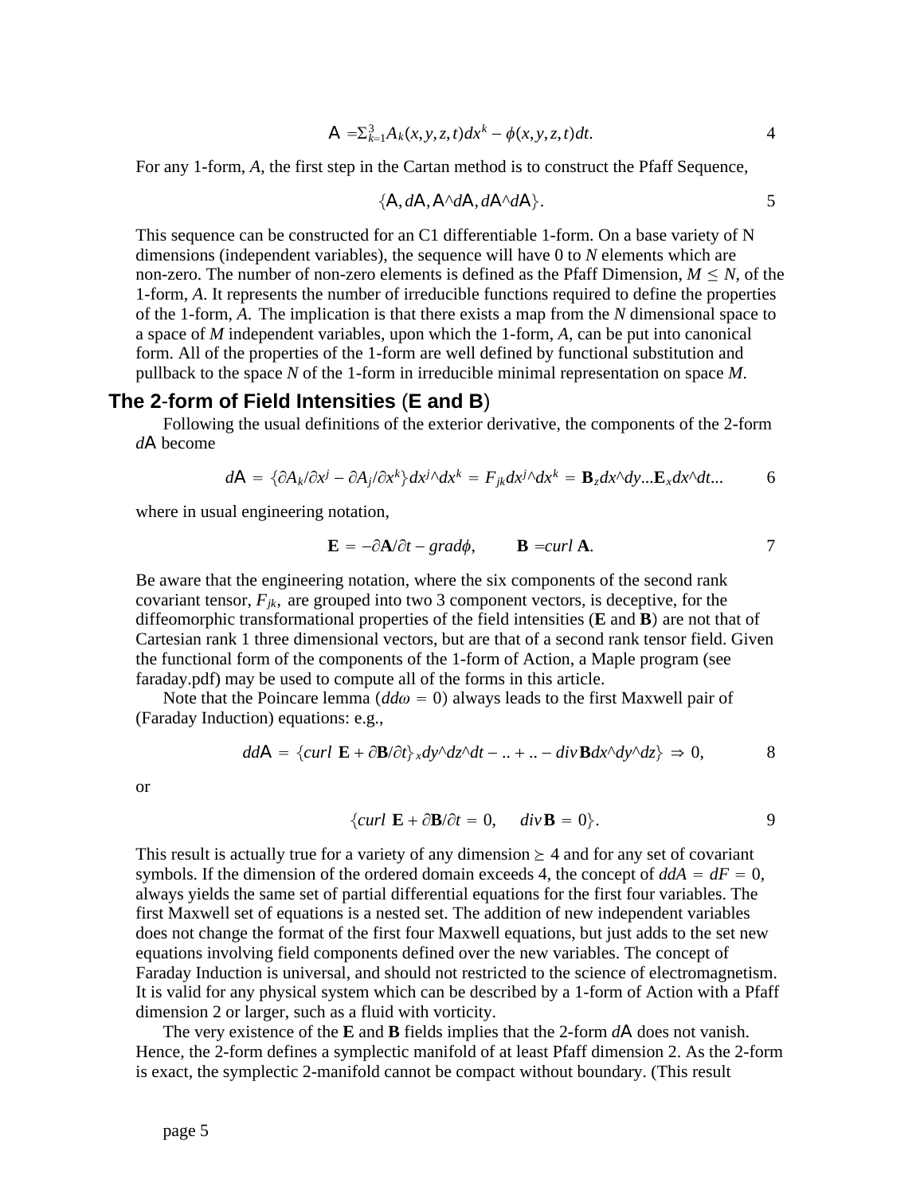$$\mathsf{A} = \Sigma_{k=1}^{3} A_k(x,y,z,t)dx^k - \phi(x,y,z,t)dt. \qquad 4$$

For any 1-form, *A*, the first step in the Cartan method is to construct the Pfaff Sequence,

$$\{\mathsf{A}, d\mathsf{A}, \mathsf{A}\hat{}d\mathsf{A}, d\mathsf{A}\hat{}d\mathsf{A}\}. \qquad 5$$

This sequence can be constructed for an C1 differentiable 1-form. On a base variety of N dimensions (independent variables), the sequence will have 0 to *N* elements which are non-zero. The number of non-zero elements is defined as the Pfaff Dimension, $M \leq N$, of the 1-form, *A*. It represents the number of irreducible functions required to define the properties of the 1-form, *A*. The implication is that there exists a map from the *N* dimensional space to a space of *M* independent variables, upon which the 1-form, *A*, can be put into canonical form. All of the properties of the 1-form are well defined by functional substitution and pullback to the space *N* of the 1-form in irreducible minimal representation on space *M*.

## The 2-form of Field Intensities (E and B)

Following the usual definitions of the exterior derivative, the components of the 2-form $d\mathsf{A}$ become

$$d\mathsf{A} = \{\partial A_k/\partial x^j - \partial A_j/\partial x^k\}dx^j\hat{}dx^k = F_{jk}dx^j\hat{}dx^k = \mathbf{B}_z dx\hat{}dy ... \mathbf{E}_x dx\hat{}dt ... \qquad 6$$

where in usual engineering notation,

$$\mathbf{E} = -\partial\mathbf{A}/\partial t - grad\phi, \qquad \mathbf{B} = curl\ \mathbf{A}. \qquad 7$$

Be aware that the engineering notation, where the six components of the second rank covariant tensor, $F_{jk}$, are grouped into two 3 component vectors, is deceptive, for the diffeomorphic transformational properties of the field intensities (**E** and **B**) are not that of Cartesian rank 1 three dimensional vectors, but are that of a second rank tensor field. Given the functional form of the components of the 1-form of Action, a Maple program (see faraday.pdf) may be used to compute all of the forms in this article.

Note that the Poincare lemma ($dd\omega = 0$) always leads to the first Maxwell pair of (Faraday Induction) equations: e.g.,

$$dd\mathsf{A} = \{curl\ \mathbf{E} + \partial\mathbf{B}/\partial t\}_x dy\hat{}dz\hat{}dt - .. + .. - div\,\mathbf{B}dx\hat{}dy\hat{}dz\} \Rightarrow 0, \qquad 8$$

or

$$\{curl\ \mathbf{E} + \partial\mathbf{B}/\partial t = 0, \quad div\,\mathbf{B} = 0\}. \qquad 9$$

This result is actually true for a variety of any dimension $\succeq 4$ and for any set of covariant symbols. If the dimension of the ordered domain exceeds 4, the concept of $ddA = dF = 0$, always yields the same set of partial differential equations for the first four variables. The first Maxwell set of equations is a nested set. The addition of new independent variables does not change the format of the first four Maxwell equations, but just adds to the set new equations involving field components defined over the new variables. The concept of Faraday Induction is universal, and should not restricted to the science of electromagnetism. It is valid for any physical system which can be described by a 1-form of Action with a Pfaff dimension 2 or larger, such as a fluid with vorticity.

The very existence of the **E** and **B** fields implies that the 2-form $d\mathsf{A}$ does not vanish. Hence, the 2-form defines a symplectic manifold of at least Pfaff dimension 2. As the 2-form is exact, the symplectic 2-manifold cannot be compact without boundary. (This result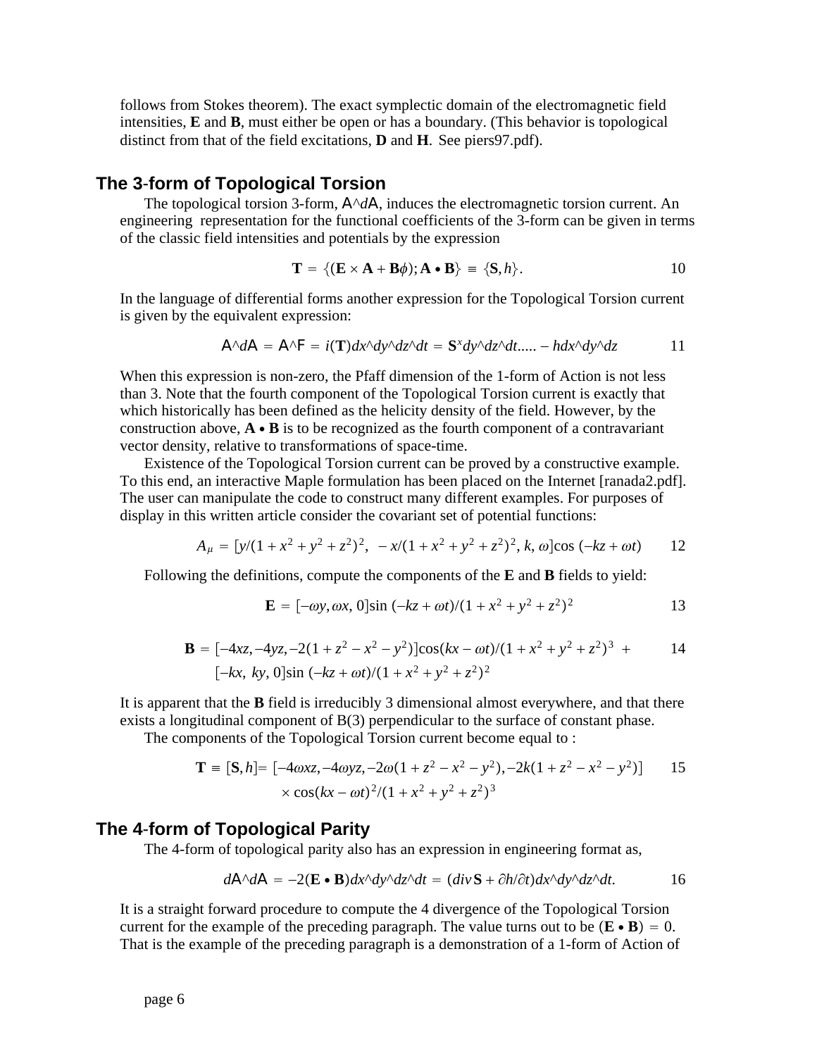follows from Stokes theorem). The exact symplectic domain of the electromagnetic field intensities, **E** and **B**, must either be open or has a boundary. (This behavior is topological distinct from that of the field excitations, **D** and **H**. See piers97.pdf).

## The 3-form of Topological Torsion

The topological torsion 3-form, $A\hat{}dA$, induces the electromagnetic torsion current. An engineering representation for the functional coefficients of the 3-form can be given in terms of the classic field intensities and potentials by the expression

$$\mathbf{T} = \{(\mathbf{E} \times \mathbf{A} + \mathbf{B}\phi); \mathbf{A} \bullet \mathbf{B}\} \equiv \{\mathbf{S}, h\}. \tag{10}$$

In the language of differential forms another expression for the Topological Torsion current is given by the equivalent expression:

$$A\hat{}dA = A\hat{}F = i(\mathbf{T})dx\hat{}dy\hat{}dz\hat{}dt = \mathbf{S}^x dy\hat{}dz\hat{}dt ..... - h dx\hat{}dy\hat{}dz \tag{11}$$

When this expression is non-zero, the Pfaff dimension of the 1-form of Action is not less than 3. Note that the fourth component of the Topological Torsion current is exactly that which historically has been defined as the helicity density of the field. However, by the construction above, $\mathbf{A} \bullet \mathbf{B}$ is to be recognized as the fourth component of a contravariant vector density, relative to transformations of space-time.

Existence of the Topological Torsion current can be proved by a constructive example. To this end, an interactive Maple formulation has been placed on the Internet [ranada2.pdf]. The user can manipulate the code to construct many different examples. For purposes of display in this written article consider the covariant set of potential functions:

$$A_\mu = [y/(1+x^2+y^2+z^2)^2,\ -x/(1+x^2+y^2+z^2)^2, k, \omega]\cos(-kz+\omega t) \tag{12}$$

Following the definitions, compute the components of the **E** and **B** fields to yield:

$$\mathbf{E} = [-\omega y, \omega x, 0]\sin(-kz+\omega t)/(1+x^2+y^2+z^2)^2 \tag{13}$$

$$\mathbf{B} = [-4xz, -4yz, -2(1+z^2-x^2-y^2)]\cos(kx-\omega t)/(1+x^2+y^2+z^2)^3 + [-kx,\ ky, 0]\sin(-kz+\omega t)/(1+x^2+y^2+z^2)^2 \tag{14}$$

It is apparent that the **B** field is irreducibly 3 dimensional almost everywhere, and that there exists a longitudinal component of B(3) perpendicular to the surface of constant phase.

The components of the Topological Torsion current become equal to :

$$\mathbf{T} \equiv [\mathbf{S}, h] = [-4\omega xz, -4\omega yz, -2\omega(1+z^2-x^2-y^2), -2k(1+z^2-x^2-y^2)] \times \cos(kx-\omega t)^2/(1+x^2+y^2+z^2)^3 \tag{15}$$

## The 4-form of Topological Parity

The 4-form of topological parity also has an expression in engineering format as,

$$dA\hat{}dA = -2(\mathbf{E} \bullet \mathbf{B})dx\hat{}dy\hat{}dz\hat{}dt = (div\,\mathbf{S} + \partial h/\partial t)dx\hat{}dy\hat{}dz\hat{}dt. \tag{16}$$

It is a straight forward procedure to compute the 4 divergence of the Topological Torsion current for the example of the preceding paragraph. The value turns out to be $(\mathbf{E} \bullet \mathbf{B}) = 0$. That is the example of the preceding paragraph is a demonstration of a 1-form of Action of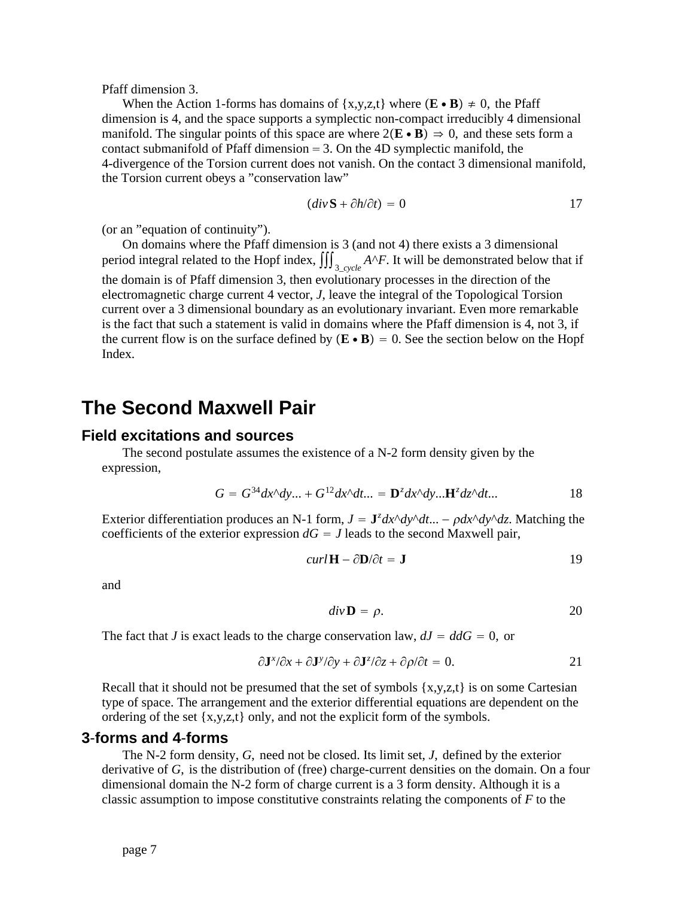Pfaff dimension 3.

When the Action 1-forms has domains of {x,y,z,t} where $(\mathbf{E} \bullet \mathbf{B}) \neq 0,$ the Pfaff dimension is 4, and the space supports a symplectic non-compact irreducibly 4 dimensional manifold. The singular points of this space are where $2(\mathbf{E} \bullet \mathbf{B}) \Rightarrow 0,$ and these sets form a contact submanifold of Pfaff dimension = 3. On the 4D symplectic manifold, the 4-divergence of the Torsion current does not vanish. On the contact 3 dimensional manifold, the Torsion current obeys a "conservation law"

$$(div\,\mathbf{S} + \partial h/\partial t) = 0 \tag{17}$$

(or an "equation of continuity").

On domains where the Pfaff dimension is 3 (and not 4) there exists a 3 dimensional period integral related to the Hopf index, $\iiint_{3\_cycle} A\hat{}F$. It will be demonstrated below that if the domain is of Pfaff dimension 3, then evolutionary processes in the direction of the electromagnetic charge current 4 vector, $J$, leave the integral of the Topological Torsion current over a 3 dimensional boundary as an evolutionary invariant. Even more remarkable is the fact that such a statement is valid in domains where the Pfaff dimension is 4, not 3, if the current flow is on the surface defined by $(\mathbf{E} \bullet \mathbf{B}) = 0$. See the section below on the Hopf Index.

# The Second Maxwell Pair

## Field excitations and sources

The second postulate assumes the existence of a N-2 form density given by the expression,

$$G = G^{34}dx\hat{}dy... + G^{12}dx\hat{}dt... = \mathbf{D}^{z}dx\hat{}dy...\mathbf{H}^{z}dz\hat{}dt... \tag{18}$$

Exterior differentiation produces an N-1 form, $J = \mathbf{J}^{z}dx\hat{}dy\hat{}dt... - \rho dx\hat{}dy\hat{}dz$. Matching the coefficients of the exterior expression $dG = J$ leads to the second Maxwell pair,

$$curl\,\mathbf{H} - \partial\mathbf{D}/\partial t = \mathbf{J} \tag{19}$$

and

$$div\,\mathbf{D} = \rho. \tag{20}$$

The fact that $J$ is exact leads to the charge conservation law, $dJ = ddG = 0,$ or

$$\partial\mathbf{J}^{x}/\partial x + \partial\mathbf{J}^{y}/\partial y + \partial\mathbf{J}^{z}/\partial z + \partial\rho/\partial t = 0. \tag{21}$$

Recall that it should not be presumed that the set of symbols {x,y,z,t} is on some Cartesian type of space. The arrangement and the exterior differential equations are dependent on the ordering of the set {x,y,z,t} only, and not the explicit form of the symbols.

## 3-forms and 4-forms

The N-2 form density, $G,$ need not be closed. Its limit set, $J,$ defined by the exterior derivative of $G,$ is the distribution of (free) charge-current densities on the domain. On a four dimensional domain the N-2 form of charge current is a 3 form density. Although it is a classic assumption to impose constitutive constraints relating the components of $F$ to the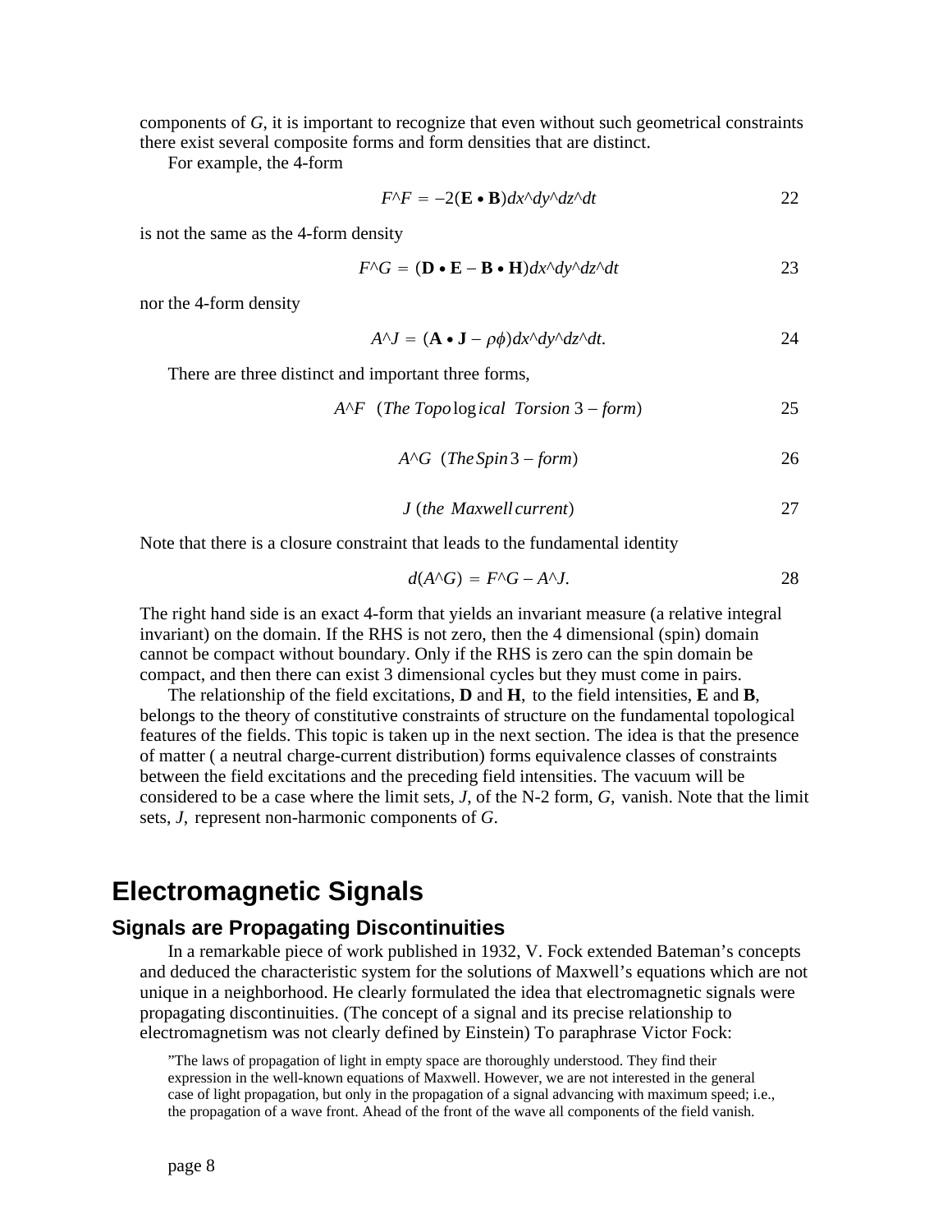components of $G$, it is important to recognize that even without such geometrical constraints there exist several composite forms and form densities that are distinct.

For example, the 4-form

$$F\hat{}F = -2(\mathbf{E} \bullet \mathbf{B})dx\hat{}dy\hat{}dz\hat{}dt \tag{22}$$

is not the same as the 4-form density

$$F\hat{}G = (\mathbf{D} \bullet \mathbf{E} - \mathbf{B} \bullet \mathbf{H})dx\hat{}dy\hat{}dz\hat{}dt \tag{23}$$

nor the 4-form density

$$A\hat{}J = (\mathbf{A} \bullet \mathbf{J} - \rho\phi)dx\hat{}dy\hat{}dz\hat{}dt. \tag{24}$$

There are three distinct and important three forms,

$$A\hat{}F \quad (The\ Topological\ \ Torsion\ 3 - form) \tag{25}$$

$$A\hat{}G \quad (The\ Spin\ 3 - form) \tag{26}$$

$$J \ (the\ \ Maxwell\ current) \tag{27}$$

Note that there is a closure constraint that leads to the fundamental identity

$$d(A\hat{}G) = F\hat{}G - A\hat{}J. \tag{28}$$

The right hand side is an exact 4-form that yields an invariant measure (a relative integral invariant) on the domain. If the RHS is not zero, then the 4 dimensional (spin) domain cannot be compact without boundary. Only if the RHS is zero can the spin domain be compact, and then there can exist 3 dimensional cycles but they must come in pairs.

The relationship of the field excitations, **D** and **H**, to the field intensities, **E** and **B**, belongs to the theory of constitutive constraints of structure on the fundamental topological features of the fields. This topic is taken up in the next section. The idea is that the presence of matter ( a neutral charge-current distribution) forms equivalence classes of constraints between the field excitations and the preceding field intensities. The vacuum will be considered to be a case where the limit sets, $J$, of the N-2 form, $G$, vanish. Note that the limit sets, $J$, represent non-harmonic components of $G$.

# Electromagnetic Signals

## Signals are Propagating Discontinuities

In a remarkable piece of work published in 1932, V. Fock extended Bateman's concepts and deduced the characteristic system for the solutions of Maxwell's equations which are not unique in a neighborhood. He clearly formulated the idea that electromagnetic signals were propagating discontinuities. (The concept of a signal and its precise relationship to electromagnetism was not clearly defined by Einstein) To paraphrase Victor Fock:

> "The laws of propagation of light in empty space are thoroughly understood. They find their expression in the well-known equations of Maxwell. However, we are not interested in the general case of light propagation, but only in the propagation of a signal advancing with maximum speed; i.e., the propagation of a wave front. Ahead of the front of the wave all components of the field vanish.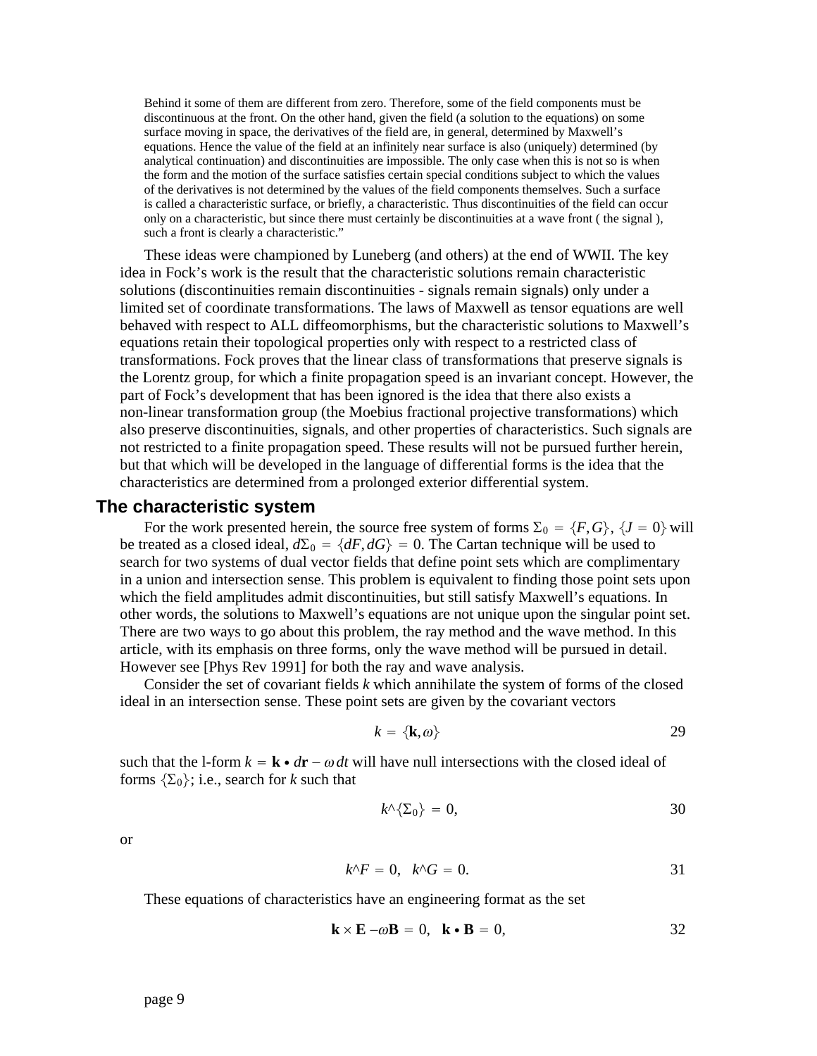> Behind it some of them are different from zero. Therefore, some of the field components must be discontinuous at the front. On the other hand, given the field (a solution to the equations) on some surface moving in space, the derivatives of the field are, in general, determined by Maxwell's equations. Hence the value of the field at an infinitely near surface is also (uniquely) determined (by analytical continuation) and discontinuities are impossible. The only case when this is not so is when the form and the motion of the surface satisfies certain special conditions subject to which the values of the derivatives is not determined by the values of the field components themselves. Such a surface is called a characteristic surface, or briefly, a characteristic. Thus discontinuities of the field can occur only on a characteristic, but since there must certainly be discontinuities at a wave front ( the signal ), such a front is clearly a characteristic."

These ideas were championed by Luneberg (and others) at the end of WWII. The key idea in Fock's work is the result that the characteristic solutions remain characteristic solutions (discontinuities remain discontinuities - signals remain signals) only under a limited set of coordinate transformations. The laws of Maxwell as tensor equations are well behaved with respect to ALL diffeomorphisms, but the characteristic solutions to Maxwell's equations retain their topological properties only with respect to a restricted class of transformations. Fock proves that the linear class of transformations that preserve signals is the Lorentz group, for which a finite propagation speed is an invariant concept. However, the part of Fock's development that has been ignored is the idea that there also exists a non-linear transformation group (the Moebius fractional projective transformations) which also preserve discontinuities, signals, and other properties of characteristics. Such signals are not restricted to a finite propagation speed. These results will not be pursued further herein, but that which will be developed in the language of differential forms is the idea that the characteristics are determined from a prolonged exterior differential system.

## The characteristic system

For the work presented herein, the source free system of forms $\Sigma_0 = \{F, G\}$, $\{J = 0\}$ will be treated as a closed ideal, $d\Sigma_0 = \{dF, dG\} = 0$. The Cartan technique will be used to search for two systems of dual vector fields that define point sets which are complimentary in a union and intersection sense. This problem is equivalent to finding those point sets upon which the field amplitudes admit discontinuities, but still satisfy Maxwell's equations. In other words, the solutions to Maxwell's equations are not unique upon the singular point set. There are two ways to go about this problem, the ray method and the wave method. In this article, with its emphasis on three forms, only the wave method will be pursued in detail. However see [Phys Rev 1991] for both the ray and wave analysis.

Consider the set of covariant fields $k$ which annihilate the system of forms of the closed ideal in an intersection sense. These point sets are given by the covariant vectors

$$k = \{\mathbf{k}, \omega\} \tag{29}$$

such that the l-form $k = \mathbf{k} \bullet d\mathbf{r} - \omega\, dt$ will have null intersections with the closed ideal of forms $\{\Sigma_0\}$; i.e., search for $k$ such that

$$k\hat{}\{\Sigma_0\} = 0, \tag{30}$$

or

$$k\hat{}F = 0, \quad k\hat{}G = 0. \tag{31}$$

These equations of characteristics have an engineering format as the set

$$\mathbf{k} \times \mathbf{E} - \omega\mathbf{B} = 0, \quad \mathbf{k} \bullet \mathbf{B} = 0, \tag{32}$$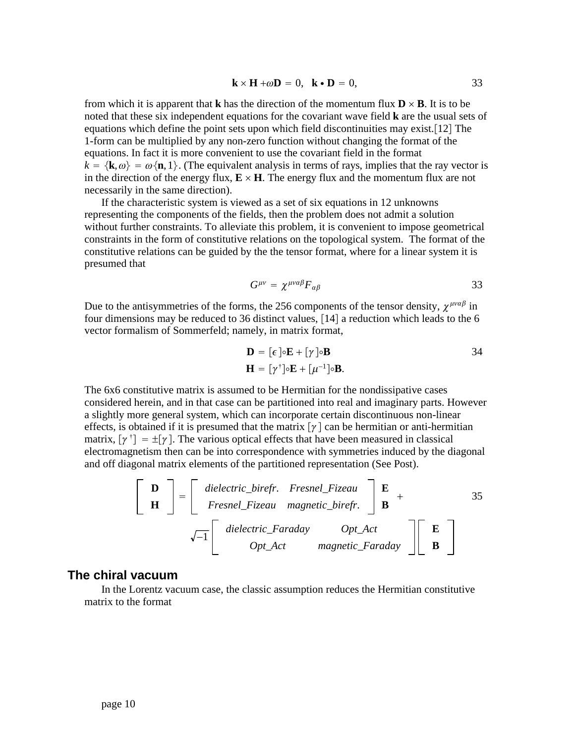$$\mathbf{k} \times \mathbf{H} + \omega \mathbf{D} = 0, \quad \mathbf{k} \bullet \mathbf{D} = 0, \tag{33}$$

from which it is apparent that **k** has the direction of the momentum flux $\mathbf{D} \times \mathbf{B}$. It is to be noted that these six independent equations for the covariant wave field **k** are the usual sets of equations which define the point sets upon which field discontinuities may exist.[12] The 1-form can be multiplied by any non-zero function without changing the format of the equations. In fact it is more convenient to use the covariant field in the format $k = \{\mathbf{k}, \omega\} = \omega\{\mathbf{n}, 1\}$. (The equivalent analysis in terms of rays, implies that the ray vector is in the direction of the energy flux, $\mathbf{E} \times \mathbf{H}$. The energy flux and the momentum flux are not necessarily in the same direction).

If the characteristic system is viewed as a set of six equations in 12 unknowns representing the components of the fields, then the problem does not admit a solution without further constraints. To alleviate this problem, it is convenient to impose geometrical constraints in the form of constitutive relations on the topological system. The format of the constitutive relations can be guided by the the tensor format, where for a linear system it is presumed that

$$G^{\mu\nu} = \chi^{\mu\nu\alpha\beta} F_{\alpha\beta} \tag{33}$$

Due to the antisymmetries of the forms, the 256 components of the tensor density, $\chi^{\mu\nu\alpha\beta}$ in four dimensions may be reduced to 36 distinct values, [14] a reduction which leads to the 6 vector formalism of Sommerfeld; namely, in matrix format,

$$\begin{aligned} \mathbf{D} &= [\epsilon] \circ \mathbf{E} + [\gamma] \circ \mathbf{B} \\ \mathbf{H} &= [\gamma^{\dagger}] \circ \mathbf{E} + [\mu^{-1}] \circ \mathbf{B}. \end{aligned} \tag{34}$$

The 6x6 constitutive matrix is assumed to be Hermitian for the nondissipative cases considered herein, and in that case can be partitioned into real and imaginary parts. However a slightly more general system, which can incorporate certain discontinuous non-linear effects, is obtained if it is presumed that the matrix $[\gamma]$ can be hermitian or anti-hermitian matrix, $[\gamma^{\dagger}] = \pm[\gamma]$. The various optical effects that have been measured in classical electromagnetism then can be into correspondence with symmetries induced by the diagonal and off diagonal matrix elements of the partitioned representation (See Post).

$$\begin{bmatrix} \mathbf{D} \\ \mathbf{H} \end{bmatrix} = \begin{bmatrix} dielectric\_birefr. & Fresnel\_Fizeau \\ Fresnel\_Fizeau & magnetic\_birefr. \end{bmatrix} \begin{bmatrix} \mathbf{E} \\ \mathbf{B} \end{bmatrix} + \sqrt{-1} \begin{bmatrix} dielectric\_Faraday & Opt\_Act \\ Opt\_Act & magnetic\_Faraday \end{bmatrix} \begin{bmatrix} \mathbf{E} \\ \mathbf{B} \end{bmatrix} \tag{35}$$

## The chiral vacuum

In the Lorentz vacuum case, the classic assumption reduces the Hermitian constitutive matrix to the format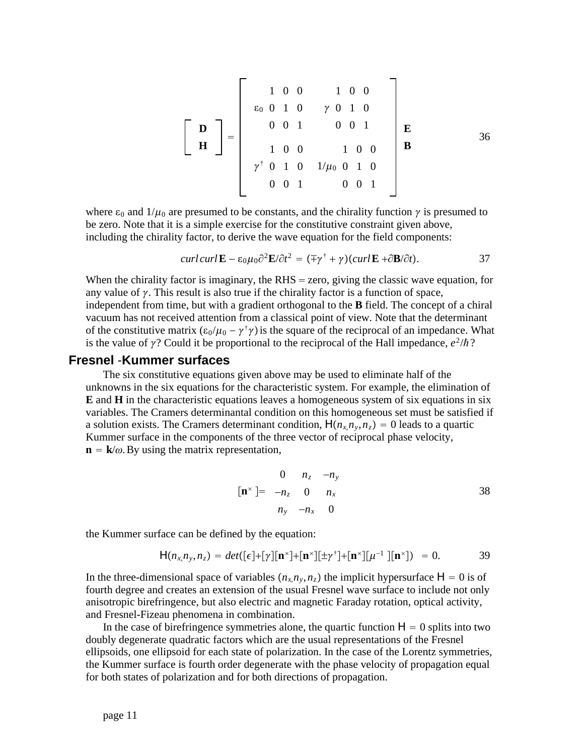$$\begin{bmatrix} \mathbf{D} \\ \mathbf{H} \end{bmatrix} = \begin{bmatrix} \varepsilon_0 \begin{matrix} 1 & 0 & 0 \\ 0 & 1 & 0 \\ 0 & 0 & 1 \end{matrix} & \gamma \begin{matrix} 1 & 0 & 0 \\ 0 & 1 & 0 \\ 0 & 0 & 1 \end{matrix} \\ \gamma^{\dagger} \begin{matrix} 1 & 0 & 0 \\ 0 & 1 & 0 \\ 0 & 0 & 1 \end{matrix} & 1/\mu_0 \begin{matrix} 1 & 0 & 0 \\ 0 & 1 & 0 \\ 0 & 0 & 1 \end{matrix} \end{bmatrix} \begin{matrix} \mathbf{E} \\ \mathbf{B} \end{matrix} \qquad 36$$

where $\varepsilon_0$ and $1/\mu_0$ are presumed to be constants, and the chirality function $\gamma$ is presumed to be zero. Note that it is a simple exercise for the constitutive constraint given above, including the chirality factor, to derive the wave equation for the field components:

$$curl\, curl\, \mathbf{E} - \varepsilon_0\mu_0\partial^2\mathbf{E}/\partial t^2 = (\mp\gamma^{\dagger} + \gamma)(curl\,\mathbf{E} + \partial\mathbf{B}/\partial t). \qquad 37$$

When the chirality factor is imaginary, the RHS = zero, giving the classic wave equation, for any value of $\gamma$. This result is also true if the chirality factor is a function of space, independent from time, but with a gradient orthogonal to the **B** field. The concept of a chiral vacuum has not received attention from a classical point of view. Note that the determinant of the constitutive matrix $(\varepsilon_0/\mu_0 - \gamma^{\dagger}\gamma)$ is the square of the reciprocal of an impedance. What is the value of $\gamma$? Could it be proportional to the reciprocal of the Hall impedance, $e^2/\hbar$?

## Fresnel -Kummer surfaces

The six constitutive equations given above may be used to eliminate half of the unknowns in the six equations for the characteristic system. For example, the elimination of **E** and **H** in the characteristic equations leaves a homogeneous system of six equations in six variables. The Cramers determinantal condition on this homogeneous set must be satisfied if a solution exists. The Cramers determinant condition, $\mathsf{H}(n_x, n_y, n_z) = 0$ leads to a quartic Kummer surface in the components of the three vector of reciprocal phase velocity, $\mathbf{n} = \mathbf{k}/\omega$. By using the matrix representation,

$$[\mathbf{n}^{\times}] = \begin{matrix} 0 & n_z & -n_y \\ -n_z & 0 & n_x \\ n_y & -n_x & 0 \end{matrix} \qquad 38$$

the Kummer surface can be defined by the equation:

$$\mathsf{H}(n_x, n_y, n_z) = det([\epsilon] + [\gamma][\mathbf{n}^{\times}] + [\mathbf{n}^{\times}][\pm\gamma^{\dagger}] + [\mathbf{n}^{\times}][\mu^{-1}][\mathbf{n}^{\times}]) = 0. \qquad 39$$

In the three-dimensional space of variables $(n_x, n_y, n_z)$ the implicit hypersurface $\mathsf{H} = 0$ is of fourth degree and creates an extension of the usual Fresnel wave surface to include not only anisotropic birefringence, but also electric and magnetic Faraday rotation, optical activity, and Fresnel-Fizeau phenomena in combination.

In the case of birefringence symmetries alone, the quartic function $\mathsf{H} = 0$ splits into two doubly degenerate quadratic factors which are the usual representations of the Fresnel ellipsoids, one ellipsoid for each state of polarization. In the case of the Lorentz symmetries, the Kummer surface is fourth order degenerate with the phase velocity of propagation equal for both states of polarization and for both directions of propagation.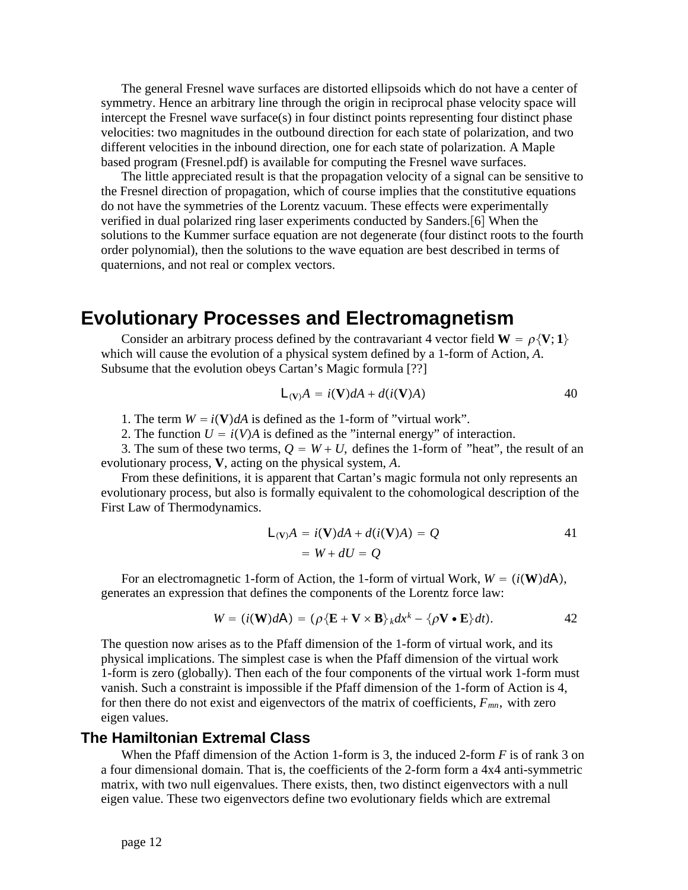The general Fresnel wave surfaces are distorted ellipsoids which do not have a center of symmetry. Hence an arbitrary line through the origin in reciprocal phase velocity space will intercept the Fresnel wave surface(s) in four distinct points representing four distinct phase velocities: two magnitudes in the outbound direction for each state of polarization, and two different velocities in the inbound direction, one for each state of polarization. A Maple based program (Fresnel.pdf) is available for computing the Fresnel wave surfaces.

The little appreciated result is that the propagation velocity of a signal can be sensitive to the Fresnel direction of propagation, which of course implies that the constitutive equations do not have the symmetries of the Lorentz vacuum. These effects were experimentally verified in dual polarized ring laser experiments conducted by Sanders.[6] When the solutions to the Kummer surface equation are not degenerate (four distinct roots to the fourth order polynomial), then the solutions to the wave equation are best described in terms of quaternions, and not real or complex vectors.

# Evolutionary Processes and Electromagnetism

Consider an arbitrary process defined by the contravariant 4 vector field $\mathbf{W} = \rho\{\mathbf{V};\mathbf{1}\}$ which will cause the evolution of a physical system defined by a 1-form of Action, $A$. Subsume that the evolution obeys Cartan's Magic formula [??]

$$L_{(\mathbf{V})}A = i(\mathbf{V})dA + d(i(\mathbf{V})A) \qquad 40$$

1. The term $W = i(\mathbf{V})dA$ is defined as the 1-form of "virtual work".

2. The function $U = i(V)A$ is defined as the "internal energy" of interaction.

3. The sum of these two terms, $Q = W + U$, defines the 1-form of "heat", the result of an evolutionary process, $\mathbf{V}$, acting on the physical system, $A$.

From these definitions, it is apparent that Cartan's magic formula not only represents an evolutionary process, but also is formally equivalent to the cohomological description of the First Law of Thermodynamics.

$$\begin{aligned} L_{(\mathbf{V})}A &= i(\mathbf{V})dA + d(i(\mathbf{V})A) = Q \qquad 41 \\ &= W + dU = Q \end{aligned}$$

For an electromagnetic 1-form of Action, the 1-form of virtual Work, $W = (i(\mathbf{W})dA)$, generates an expression that defines the components of the Lorentz force law:

$$W = (i(\mathbf{W})dA) = (\rho\{\mathbf{E} + \mathbf{V}\times\mathbf{B}\}_k dx^k - \{\rho\mathbf{V}\bullet\mathbf{E}\}dt). \qquad 42$$

The question now arises as to the Pfaff dimension of the 1-form of virtual work, and its physical implications. The simplest case is when the Pfaff dimension of the virtual work 1-form is zero (globally). Then each of the four components of the virtual work 1-form must vanish. Such a constraint is impossible if the Pfaff dimension of the 1-form of Action is 4, for then there do not exist and eigenvectors of the matrix of coefficients, $F_{mn}$, with zero eigen values.

## The Hamiltonian Extremal Class

When the Pfaff dimension of the Action 1-form is 3, the induced 2-form $F$ is of rank 3 on a four dimensional domain. That is, the coefficients of the 2-form form a 4x4 anti-symmetric matrix, with two null eigenvalues. There exists, then, two distinct eigenvectors with a null eigen value. These two eigenvectors define two evolutionary fields which are extremal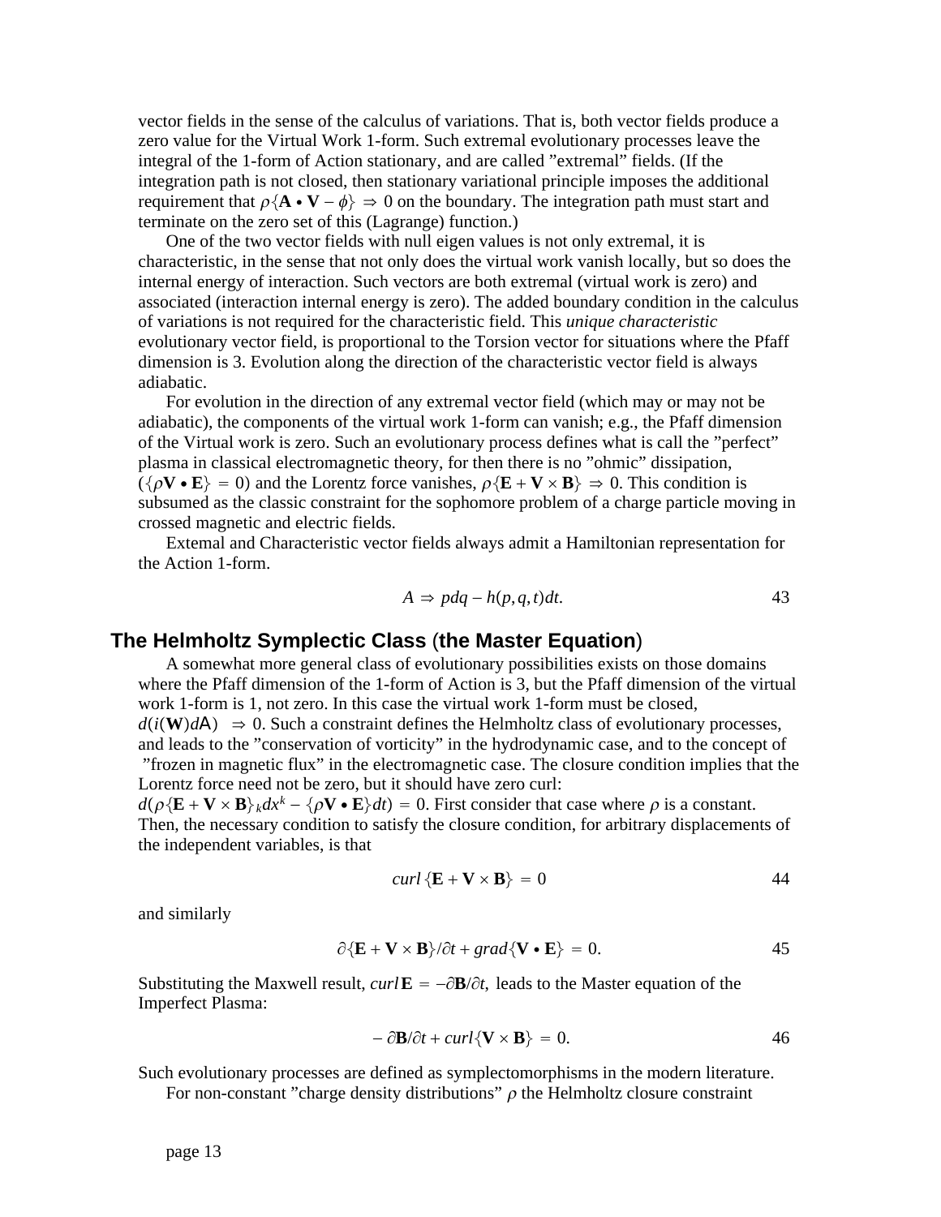vector fields in the sense of the calculus of variations. That is, both vector fields produce a zero value for the Virtual Work 1-form. Such extremal evolutionary processes leave the integral of the 1-form of Action stationary, and are called "extremal" fields. (If the integration path is not closed, then stationary variational principle imposes the additional requirement that $\rho\{\mathbf{A} \bullet \mathbf{V} - \phi\} \Rightarrow 0$ on the boundary. The integration path must start and terminate on the zero set of this (Lagrange) function.)

One of the two vector fields with null eigen values is not only extremal, it is characteristic, in the sense that not only does the virtual work vanish locally, but so does the internal energy of interaction. Such vectors are both extremal (virtual work is zero) and associated (interaction internal energy is zero). The added boundary condition in the calculus of variations is not required for the characteristic field. This *unique characteristic* evolutionary vector field, is proportional to the Torsion vector for situations where the Pfaff dimension is 3. Evolution along the direction of the characteristic vector field is always adiabatic.

For evolution in the direction of any extremal vector field (which may or may not be adiabatic), the components of the virtual work 1-form can vanish; e.g., the Pfaff dimension of the Virtual work is zero. Such an evolutionary process defines what is call the "perfect" plasma in classical electromagnetic theory, for then there is no "ohmic" dissipation, ($\{\rho\mathbf{V} \bullet \mathbf{E}\} = 0$) and the Lorentz force vanishes, $\rho\{\mathbf{E} + \mathbf{V} \times \mathbf{B}\} \Rightarrow 0$. This condition is subsumed as the classic constraint for the sophomore problem of a charge particle moving in crossed magnetic and electric fields.

Extemal and Characteristic vector fields always admit a Hamiltonian representation for the Action 1-form.

$$A \Rightarrow pdq - h(p,q,t)dt. \qquad 43$$

## The Helmholtz Symplectic Class (the Master Equation)

A somewhat more general class of evolutionary possibilities exists on those domains where the Pfaff dimension of the 1-form of Action is 3, but the Pfaff dimension of the virtual work 1-form is 1, not zero. In this case the virtual work 1-form must be closed, $d(i(\mathbf{W})dA) \Rightarrow 0$. Such a constraint defines the Helmholtz class of evolutionary processes, and leads to the "conservation of vorticity" in the hydrodynamic case, and to the concept of "frozen in magnetic flux" in the electromagnetic case. The closure condition implies that the Lorentz force need not be zero, but it should have zero curl: $d(\rho\{\mathbf{E} + \mathbf{V} \times \mathbf{B}\}_k dx^k - \{\rho\mathbf{V} \bullet \mathbf{E}\}dt) = 0$. First consider that case where $\rho$ is a constant. Then, the necessary condition to satisfy the closure condition, for arbitrary displacements of the independent variables, is that

$$curl\,\{\mathbf{E} + \mathbf{V} \times \mathbf{B}\} = 0 \qquad 44$$

and similarly

$$\partial\{\mathbf{E} + \mathbf{V} \times \mathbf{B}\}/\partial t + grad\{\mathbf{V} \bullet \mathbf{E}\} = 0. \qquad 45$$

Substituting the Maxwell result, $curl\,\mathbf{E} = -\partial\mathbf{B}/\partial t,$ leads to the Master equation of the Imperfect Plasma:

$$-\partial\mathbf{B}/\partial t + curl\{\mathbf{V} \times \mathbf{B}\} = 0. \qquad 46$$

Such evolutionary processes are defined as symplectomorphisms in the modern literature.

For non-constant "charge density distributions" $\rho$ the Helmholtz closure constraint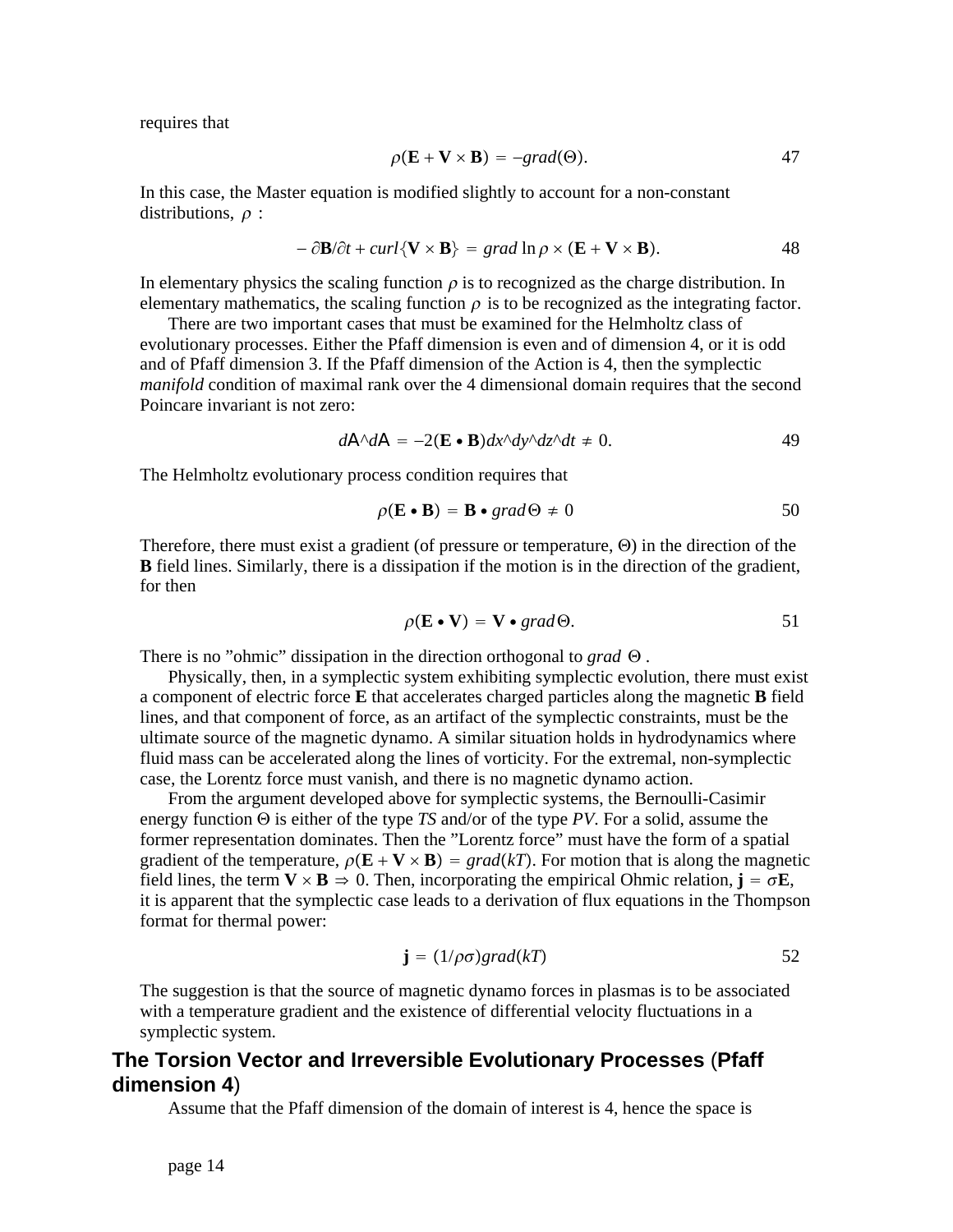requires that

$$\rho(\mathbf{E} + \mathbf{V} \times \mathbf{B}) = -grad(\Theta). \tag{47}$$

In this case, the Master equation is modified slightly to account for a non-constant distributions, $\rho$ :

$$-\partial\mathbf{B}/\partial t + curl\{\mathbf{V} \times \mathbf{B}\} = grad \ln \rho \times (\mathbf{E} + \mathbf{V} \times \mathbf{B}). \tag{48}$$

In elementary physics the scaling function $\rho$ is to recognized as the charge distribution. In elementary mathematics, the scaling function $\rho$ is to be recognized as the integrating factor.

There are two important cases that must be examined for the Helmholtz class of evolutionary processes. Either the Pfaff dimension is even and of dimension 4, or it is odd and of Pfaff dimension 3. If the Pfaff dimension of the Action is 4, then the symplectic *manifold* condition of maximal rank over the 4 dimensional domain requires that the second Poincare invariant is not zero:

$$dA\hat{}dA = -2(\mathbf{E} \bullet \mathbf{B})dx\hat{}dy\hat{}dz\hat{}dt \neq 0. \tag{49}$$

The Helmholtz evolutionary process condition requires that

$$\rho(\mathbf{E} \bullet \mathbf{B}) = \mathbf{B} \bullet grad\Theta \neq 0 \tag{50}$$

Therefore, there must exist a gradient (of pressure or temperature, Θ) in the direction of the **B** field lines. Similarly, there is a dissipation if the motion is in the direction of the gradient, for then

$$\rho(\mathbf{E} \bullet \mathbf{V}) = \mathbf{V} \bullet grad\Theta. \tag{51}$$

There is no "ohmic" dissipation in the direction orthogonal to *grad* $\Theta$ .

Physically, then, in a symplectic system exhibiting symplectic evolution, there must exist a component of electric force **E** that accelerates charged particles along the magnetic **B** field lines, and that component of force, as an artifact of the symplectic constraints, must be the ultimate source of the magnetic dynamo. A similar situation holds in hydrodynamics where fluid mass can be accelerated along the lines of vorticity. For the extremal, non-symplectic case, the Lorentz force must vanish, and there is no magnetic dynamo action.

From the argument developed above for symplectic systems, the Bernoulli-Casimir energy function Θ is either of the type *TS* and/or of the type *PV*. For a solid, assume the former representation dominates. Then the "Lorentz force" must have the form of a spatial gradient of the temperature, $\rho(\mathbf{E} + \mathbf{V} \times \mathbf{B}) = grad(kT)$. For motion that is along the magnetic field lines, the term $\mathbf{V} \times \mathbf{B} \Rightarrow 0$. Then, incorporating the empirical Ohmic relation, $\mathbf{j} = \sigma\mathbf{E}$, it is apparent that the symplectic case leads to a derivation of flux equations in the Thompson format for thermal power:

$$\mathbf{j} = (1/\rho\sigma)grad(kT) \tag{52}$$

The suggestion is that the source of magnetic dynamo forces in plasmas is to be associated with a temperature gradient and the existence of differential velocity fluctuations in a symplectic system.

## The Torsion Vector and Irreversible Evolutionary Processes (Pfaff dimension 4)

Assume that the Pfaff dimension of the domain of interest is 4, hence the space is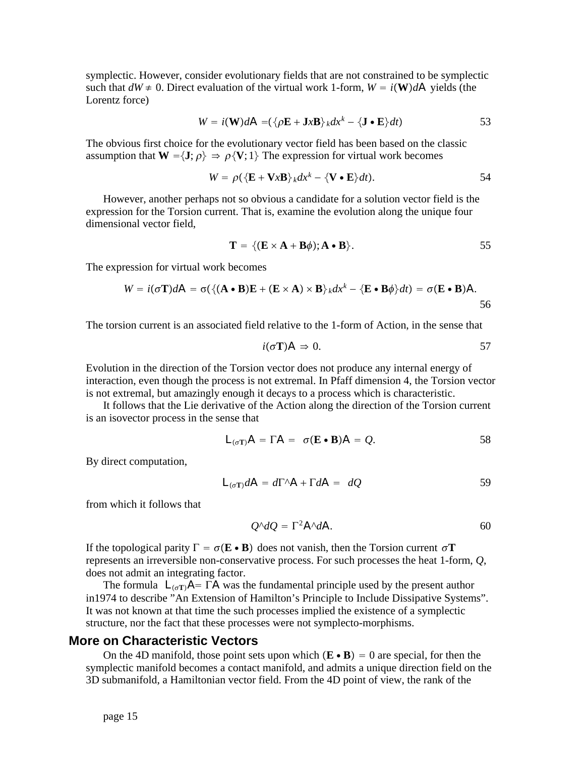symplectic. However, consider evolutionary fields that are not constrained to be symplectic such that $dW \neq 0$. Direct evaluation of the virtual work 1-form, $W = i(\mathbf{W})d\mathsf{A}$ yields (the Lorentz force)

$$W = i(\mathbf{W})d\mathsf{A} = (\{\rho\mathbf{E} + \mathbf{J}x\mathbf{B}\}_k dx^k - \{\mathbf{J} \bullet \mathbf{E}\}dt) \tag{53}$$

The obvious first choice for the evolutionary vector field has been based on the classic assumption that $\mathbf{W} = \{\mathbf{J}; \rho\} \Rightarrow \rho\{\mathbf{V}; 1\}$ The expression for virtual work becomes

$$W = \rho(\{\mathbf{E} + \mathbf{V}x\mathbf{B}\}_k dx^k - \{\mathbf{V} \bullet \mathbf{E}\}dt). \tag{54}$$

However, another perhaps not so obvious a candidate for a solution vector field is the expression for the Torsion current. That is, examine the evolution along the unique four dimensional vector field,

$$\mathbf{T} = \{(\mathbf{E} \times \mathbf{A} + \mathbf{B}\phi); \mathbf{A} \bullet \mathbf{B}\}. \tag{55}$$

The expression for virtual work becomes

$$W = i(\sigma\mathbf{T})d\mathsf{A} = \sigma(\{(\mathbf{A} \bullet \mathbf{B})\mathbf{E} + (\mathbf{E} \times \mathbf{A}) \times \mathbf{B}\}_k dx^k - \{\mathbf{E} \bullet \mathbf{B}\phi\}dt) = \sigma(\mathbf{E} \bullet \mathbf{B})\mathsf{A}. \tag{56}$$

The torsion current is an associated field relative to the 1-form of Action, in the sense that

$$i(\sigma\mathbf{T})\mathsf{A} \Rightarrow 0. \tag{57}$$

Evolution in the direction of the Torsion vector does not produce any internal energy of interaction, even though the process is not extremal. In Pfaff dimension 4, the Torsion vector is not extremal, but amazingly enough it decays to a process which is characteristic.

It follows that the Lie derivative of the Action along the direction of the Torsion current is an isovector process in the sense that

$$\mathsf{L}_{(\sigma\mathbf{T})}\mathsf{A} = \Gamma\mathsf{A} = \sigma(\mathbf{E} \bullet \mathbf{B})\mathsf{A} = Q. \tag{58}$$

By direct computation,

$$\mathsf{L}_{(\sigma\mathbf{T})}d\mathsf{A} = d\Gamma\hat{}\mathsf{A} + \Gamma d\mathsf{A} = dQ \tag{59}$$

from which it follows that

$$Q\hat{}dQ = \Gamma^2\mathsf{A}\hat{}d\mathsf{A}. \tag{60}$$

If the topological parity $\Gamma = \sigma(\mathbf{E} \bullet \mathbf{B})$ does not vanish, then the Torsion current $\sigma\mathbf{T}$ represents an irreversible non-conservative process. For such processes the heat 1-form, $Q$, does not admit an integrating factor.

The formula $\mathsf{L}_{(\sigma\mathbf{T})}\mathsf{A} = \Gamma\mathsf{A}$ was the fundamental principle used by the present author in1974 to describe "An Extension of Hamilton's Principle to Include Dissipative Systems". It was not known at that time the such processes implied the existence of a symplectic structure, nor the fact that these processes were not symplecto-morphisms.

## More on Characteristic Vectors

On the 4D manifold, those point sets upon which $(\mathbf{E} \bullet \mathbf{B}) = 0$ are special, for then the symplectic manifold becomes a contact manifold, and admits a unique direction field on the 3D submanifold, a Hamiltonian vector field. From the 4D point of view, the rank of the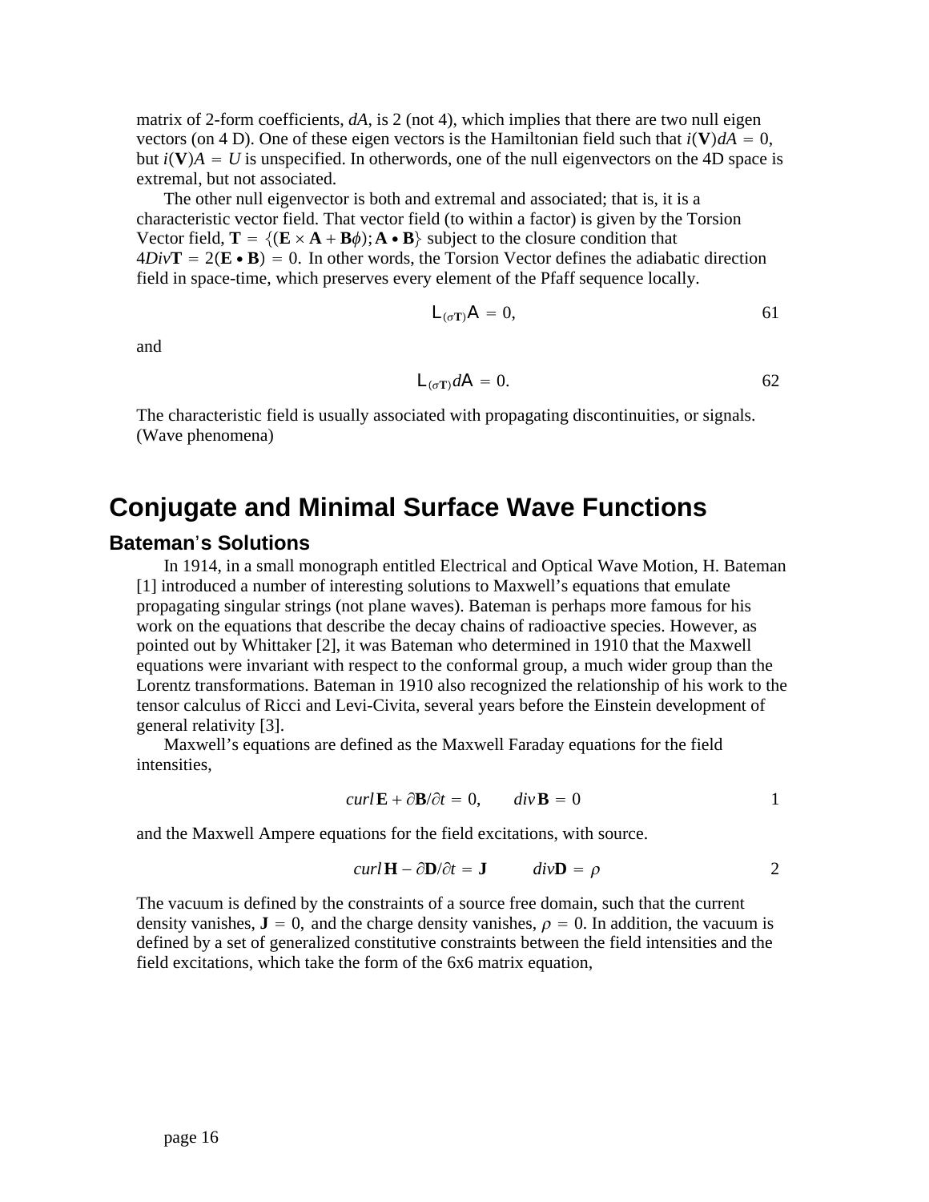matrix of 2-form coefficients, $dA$, is 2 (not 4), which implies that there are two null eigen vectors (on 4 D). One of these eigen vectors is the Hamiltonian field such that $i(\mathbf{V})dA = 0$, but $i(\mathbf{V})A = U$ is unspecified. In otherwords, one of the null eigenvectors on the 4D space is extremal, but not associated.

The other null eigenvector is both and extremal and associated; that is, it is a characteristic vector field. That vector field (to within a factor) is given by the Torsion Vector field, $\mathbf{T} = \{(\mathbf{E} \times \mathbf{A} + \mathbf{B}\phi); \mathbf{A} \bullet \mathbf{B}\}$ subject to the closure condition that $4Div\mathbf{T} = 2(\mathbf{E} \bullet \mathbf{B}) = 0$. In other words, the Torsion Vector defines the adiabatic direction field in space-time, which preserves every element of the Pfaff sequence locally.

$$L_{(\sigma\mathbf{T})}A = 0, \qquad 61$$

and

$$L_{(\sigma\mathbf{T})}dA = 0. \qquad 62$$

The characteristic field is usually associated with propagating discontinuities, or signals. (Wave phenomena)

# Conjugate and Minimal Surface Wave Functions

## Bateman's Solutions

In 1914, in a small monograph entitled Electrical and Optical Wave Motion, H. Bateman [1] introduced a number of interesting solutions to Maxwell's equations that emulate propagating singular strings (not plane waves). Bateman is perhaps more famous for his work on the equations that describe the decay chains of radioactive species. However, as pointed out by Whittaker [2], it was Bateman who determined in 1910 that the Maxwell equations were invariant with respect to the conformal group, a much wider group than the Lorentz transformations. Bateman in 1910 also recognized the relationship of his work to the tensor calculus of Ricci and Levi-Civita, several years before the Einstein development of general relativity [3].

Maxwell's equations are defined as the Maxwell Faraday equations for the field intensities,

$$curl\,\mathbf{E} + \partial\mathbf{B}/\partial t = 0, \qquad div\,\mathbf{B} = 0 \qquad 1$$

and the Maxwell Ampere equations for the field excitations, with source.

$$curl\,\mathbf{H} - \partial\mathbf{D}/\partial t = \mathbf{J} \qquad div\mathbf{D} = \rho \qquad 2$$

The vacuum is defined by the constraints of a source free domain, such that the current density vanishes, $\mathbf{J} = 0$, and the charge density vanishes, $\rho = 0$. In addition, the vacuum is defined by a set of generalized constitutive constraints between the field intensities and the field excitations, which take the form of the 6x6 matrix equation,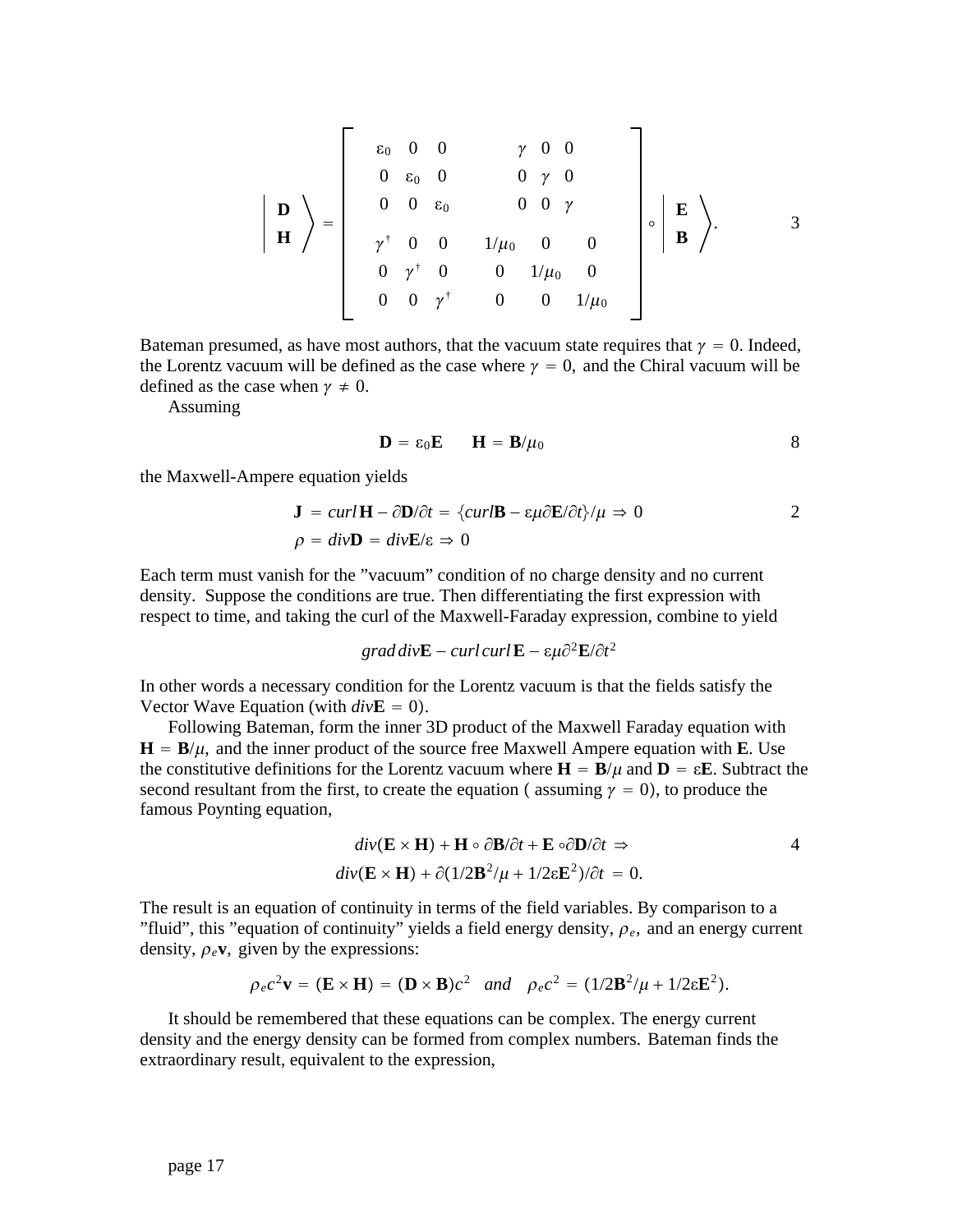$$\left|\begin{array}{c}\mathbf{D}\\ \mathbf{H}\end{array}\right\rangle = \left[\begin{array}{cccccc} \varepsilon_0 & 0 & 0 & \gamma & 0 & 0 \\ 0 & \varepsilon_0 & 0 & 0 & \gamma & 0 \\ 0 & 0 & \varepsilon_0 & 0 & 0 & \gamma \\ \gamma^\dagger & 0 & 0 & 1/\mu_0 & 0 & 0 \\ 0 & \gamma^\dagger & 0 & 0 & 1/\mu_0 & 0 \\ 0 & 0 & \gamma^\dagger & 0 & 0 & 1/\mu_0 \end{array}\right] \circ \left|\begin{array}{c}\mathbf{E}\\ \mathbf{B}\end{array}\right\rangle. \qquad 3$$

Bateman presumed, as have most authors, that the vacuum state requires that $\gamma = 0$. Indeed, the Lorentz vacuum will be defined as the case where $\gamma = 0$, and the Chiral vacuum will be defined as the case when $\gamma \neq 0$.

Assuming

$$\mathbf{D} = \varepsilon_0 \mathbf{E} \qquad \mathbf{H} = \mathbf{B}/\mu_0 \qquad 8$$

the Maxwell-Ampere equation yields

$$\mathbf{J} = curl\,\mathbf{H} - \partial\mathbf{D}/\partial t = \{curl\mathbf{B} - \varepsilon\mu\partial\mathbf{E}/\partial t\}/\mu \Rightarrow 0 \qquad 2$$
$$\rho = div\mathbf{D} = div\mathbf{E}/\varepsilon \Rightarrow 0$$

Each term must vanish for the "vacuum" condition of no charge density and no current density. Suppose the conditions are true. Then differentiating the first expression with respect to time, and taking the curl of the Maxwell-Faraday expression, combine to yield

$$grad\,div\mathbf{E} - curl\,curl\,\mathbf{E} - \varepsilon\mu\partial^2\mathbf{E}/\partial t^2$$

In other words a necessary condition for the Lorentz vacuum is that the fields satisfy the Vector Wave Equation (with $div\mathbf{E} = 0$).

Following Bateman, form the inner 3D product of the Maxwell Faraday equation with $\mathbf{H} = \mathbf{B}/\mu$, and the inner product of the source free Maxwell Ampere equation with $\mathbf{E}$. Use the constitutive definitions for the Lorentz vacuum where $\mathbf{H} = \mathbf{B}/\mu$ and $\mathbf{D} = \varepsilon\mathbf{E}$. Subtract the second resultant from the first, to create the equation ( assuming $\gamma = 0$), to produce the famous Poynting equation,

$$div(\mathbf{E}\times\mathbf{H}) + \mathbf{H}\circ\partial\mathbf{B}/\partial t + \mathbf{E}\circ\partial\mathbf{D}/\partial t \Rightarrow \qquad 4$$
$$div(\mathbf{E}\times\mathbf{H}) + \partial(1/2\mathbf{B}^2/\mu + 1/2\varepsilon\mathbf{E}^2)/\partial t = 0.$$

The result is an equation of continuity in terms of the field variables. By comparison to a "fluid", this "equation of continuity" yields a field energy density, $\rho_e$, and an energy current density, $\rho_e\mathbf{v}$, given by the expressions:

$$\rho_e c^2\mathbf{v} = (\mathbf{E}\times\mathbf{H}) = (\mathbf{D}\times\mathbf{B})c^2 \quad and \quad \rho_e c^2 = (1/2\mathbf{B}^2/\mu + 1/2\varepsilon\mathbf{E}^2).$$

It should be remembered that these equations can be complex. The energy current density and the energy density can be formed from complex numbers. Bateman finds the extraordinary result, equivalent to the expression,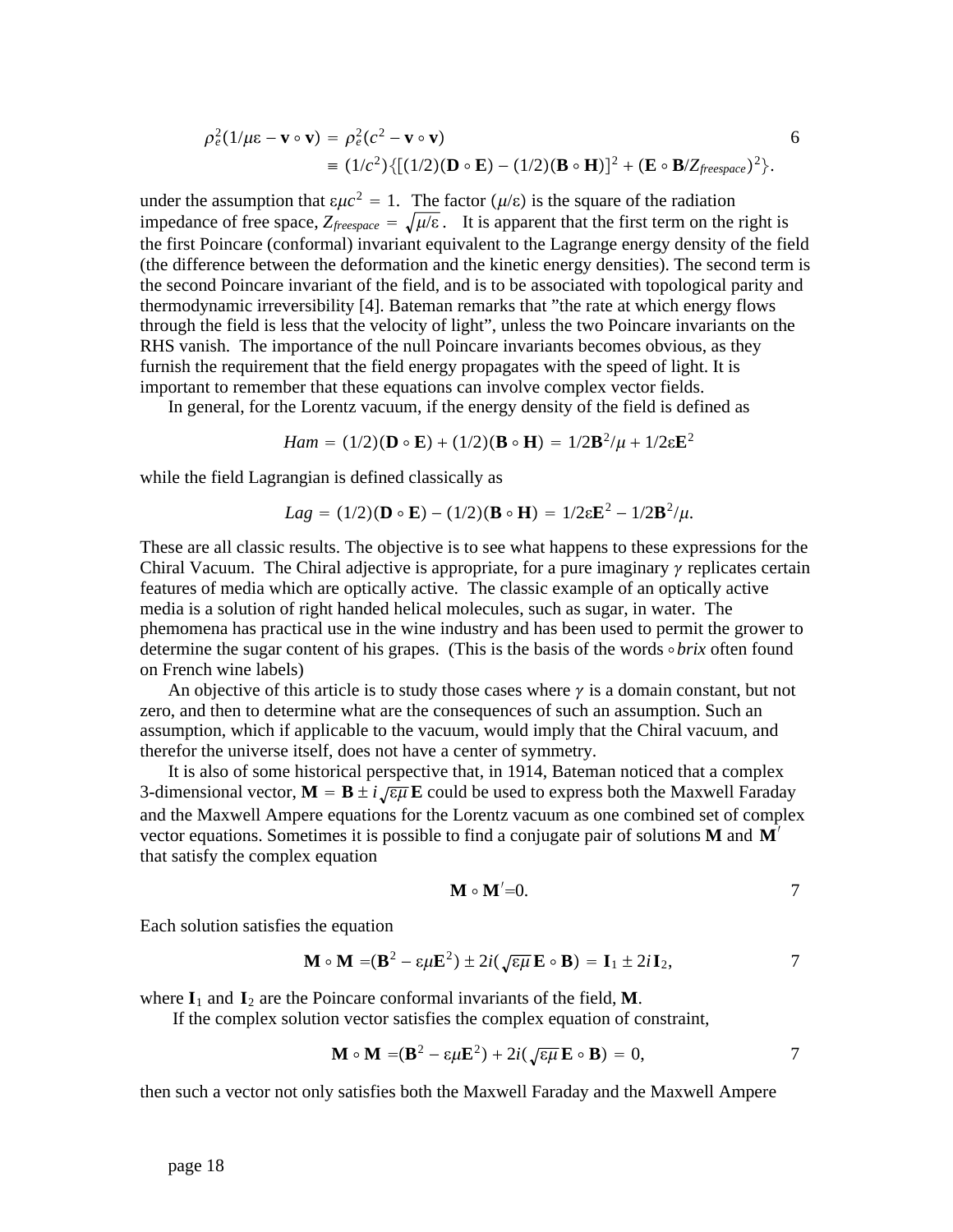$$\rho_e^2(1/\mu\varepsilon - \mathbf{v}\circ\mathbf{v}) = \rho_e^2(c^2 - \mathbf{v}\circ\mathbf{v}) \equiv (1/c^2)\{[(1/2)(\mathbf{D}\circ\mathbf{E}) - (1/2)(\mathbf{B}\circ\mathbf{H})]^2 + (\mathbf{E}\circ\mathbf{B}/Z_{freespace})^2\}. \qquad 6$$

under the assumption that $\varepsilon\mu c^2 = 1$. The factor $(\mu/\varepsilon)$ is the square of the radiation impedance of free space, $Z_{freespace} = \sqrt{\mu/\varepsilon}$. It is apparent that the first term on the right is the first Poincare (conformal) invariant equivalent to the Lagrange energy density of the field (the difference between the deformation and the kinetic energy densities). The second term is the second Poincare invariant of the field, and is to be associated with topological parity and thermodynamic irreversibility [4]. Bateman remarks that "the rate at which energy flows through the field is less that the velocity of light", unless the two Poincare invariants on the RHS vanish. The importance of the null Poincare invariants becomes obvious, as they furnish the requirement that the field energy propagates with the speed of light. It is important to remember that these equations can involve complex vector fields.

In general, for the Lorentz vacuum, if the energy density of the field is defined as

$$Ham = (1/2)(\mathbf{D}\circ\mathbf{E}) + (1/2)(\mathbf{B}\circ\mathbf{H}) = 1/2\mathbf{B}^2/\mu + 1/2\varepsilon\mathbf{E}^2$$

while the field Lagrangian is defined classically as

$$Lag = (1/2)(\mathbf{D}\circ\mathbf{E}) - (1/2)(\mathbf{B}\circ\mathbf{H}) = 1/2\varepsilon\mathbf{E}^2 - 1/2\mathbf{B}^2/\mu.$$

These are all classic results. The objective is to see what happens to these expressions for the Chiral Vacuum. The Chiral adjective is appropriate, for a pure imaginary $\gamma$ replicates certain features of media which are optically active. The classic example of an optically active media is a solution of right handed helical molecules, such as sugar, in water. The phemomena has practical use in the wine industry and has been used to permit the grower to determine the sugar content of his grapes. (This is the basis of the words $\circ$*brix* often found on French wine labels)

An objective of this article is to study those cases where $\gamma$ is a domain constant, but not zero, and then to determine what are the consequences of such an assumption. Such an assumption, which if applicable to the vacuum, would imply that the Chiral vacuum, and therefor the universe itself, does not have a center of symmetry.

It is also of some historical perspective that, in 1914, Bateman noticed that a complex 3-dimensional vector, $\mathbf{M} = \mathbf{B} \pm i\sqrt{\varepsilon\mu}\,\mathbf{E}$ could be used to express both the Maxwell Faraday and the Maxwell Ampere equations for the Lorentz vacuum as one combined set of complex vector equations. Sometimes it is possible to find a conjugate pair of solutions $\mathbf{M}$ and $\mathbf{M}'$ that satisfy the complex equation

$$\mathbf{M}\circ\mathbf{M}'=0. \qquad 7$$

Each solution satisfies the equation

$$\mathbf{M}\circ\mathbf{M} = (\mathbf{B}^2 - \varepsilon\mu\mathbf{E}^2) \pm 2i(\sqrt{\varepsilon\mu}\,\mathbf{E}\circ\mathbf{B}) = \mathbf{I}_1 \pm 2i\,\mathbf{I}_2, \qquad 7$$

where $\mathbf{I}_1$ and $\mathbf{I}_2$ are the Poincare conformal invariants of the field, $\mathbf{M}$.

If the complex solution vector satisfies the complex equation of constraint,

$$\mathbf{M}\circ\mathbf{M} = (\mathbf{B}^2 - \varepsilon\mu\mathbf{E}^2) + 2i(\sqrt{\varepsilon\mu}\,\mathbf{E}\circ\mathbf{B}) = 0, \qquad 7$$

then such a vector not only satisfies both the Maxwell Faraday and the Maxwell Ampere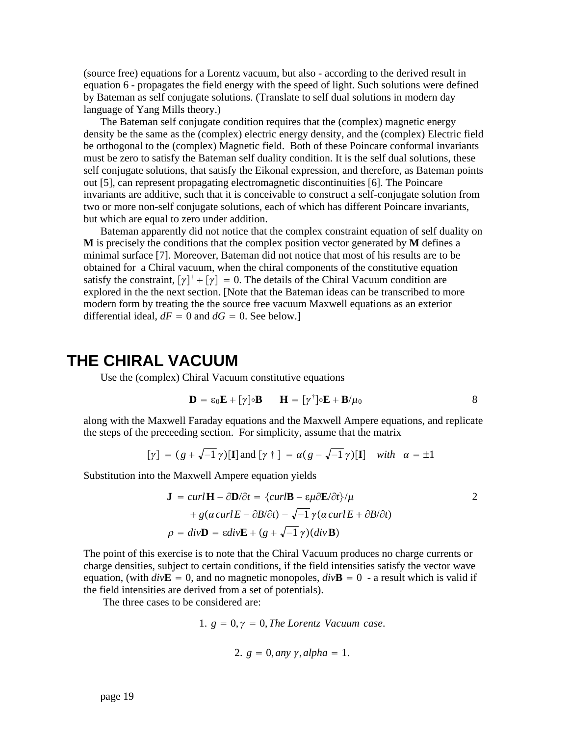(source free) equations for a Lorentz vacuum, but also - according to the derived result in equation 6 - propagates the field energy with the speed of light. Such solutions were defined by Bateman as self conjugate solutions. (Translate to self dual solutions in modern day language of Yang Mills theory.)

The Bateman self conjugate condition requires that the (complex) magnetic energy density be the same as the (complex) electric energy density, and the (complex) Electric field be orthogonal to the (complex) Magnetic field. Both of these Poincare conformal invariants must be zero to satisfy the Bateman self duality condition. It is the self dual solutions, these self conjugate solutions, that satisfy the Eikonal expression, and therefore, as Bateman points out [5], can represent propagating electromagnetic discontinuities [6]. The Poincare invariants are additive, such that it is conceivable to construct a self-conjugate solution from two or more non-self conjugate solutions, each of which has different Poincare invariants, but which are equal to zero under addition.

Bateman apparently did not notice that the complex constraint equation of self duality on **M** is precisely the conditions that the complex position vector generated by **M** defines a minimal surface [7]. Moreover, Bateman did not notice that most of his results are to be obtained for a Chiral vacuum, when the chiral components of the constitutive equation satisfy the constraint, $[\gamma]^{\dagger} + [\gamma] = 0$. The details of the Chiral Vacuum condition are explored in the the next section. [Note that the Bateman ideas can be transcribed to more modern form by treating the the source free vacuum Maxwell equations as an exterior differential ideal, $dF = 0$ and $dG = 0$. See below.]

# THE CHIRAL VACUUM

Use the (complex) Chiral Vacuum constitutive equations

$$\mathbf{D} = \varepsilon_0 \mathbf{E} + [\gamma]\circ\mathbf{B} \qquad \mathbf{H} = [\gamma^{\dagger}]\circ\mathbf{E} + \mathbf{B}/\mu_0 \tag{8}$$

along with the Maxwell Faraday equations and the Maxwell Ampere equations, and replicate the steps of the preceeding section. For simplicity, assume that the matrix

$$[\gamma] = (g + \sqrt{-1}\,\gamma)[\mathbf{I}] \text{ and } [\gamma\dagger] = \alpha(g - \sqrt{-1}\,\gamma)[\mathbf{I}] \quad with \quad \alpha = \pm 1$$

Substitution into the Maxwell Ampere equation yields

$$\begin{aligned}
\mathbf{J} &= curl\,\mathbf{H} - \partial\mathbf{D}/\partial t = \{curl\mathbf{B} - \varepsilon\mu\partial\mathbf{E}/\partial t\}/\mu \\
&\quad + g(\alpha\, curl\, E - \partial B/\partial t) - \sqrt{-1}\,\gamma(\alpha\, curl\, E + \partial B/\partial t) \\
\rho &= div\mathbf{D} = \varepsilon div\mathbf{E} + (g + \sqrt{-1}\,\gamma)(div\,\mathbf{B})
\end{aligned} \tag{2}$$

The point of this exercise is to note that the Chiral Vacuum produces no charge currents or charge densities, subject to certain conditions, if the field intensities satisfy the vector wave equation, (with $div\mathbf{E} = 0$, and no magnetic monopoles, $div\mathbf{B} = 0$ - a result which is valid if the field intensities are derived from a set of potentials).

The three cases to be considered are:

$$1.\ g = 0, \gamma = 0, \textit{The Lorentz Vacuum case}.$$

$$2.\ g = 0, any\ \gamma, alpha = 1.$$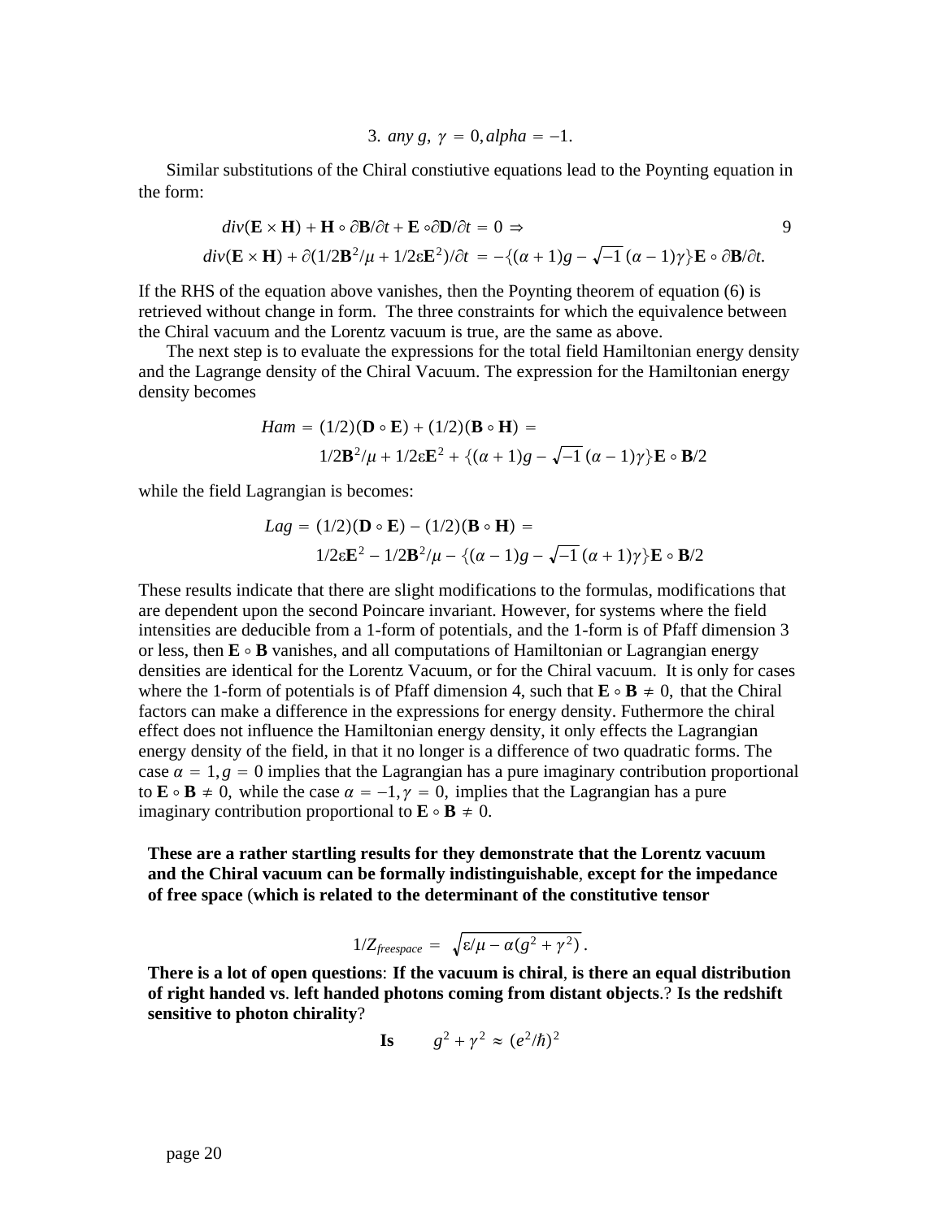$$3.\ any\ g,\ \gamma = 0, alpha = -1.$$

Similar substitutions of the Chiral constiutive equations lead to the Poynting equation in the form:

$$div(\mathbf{E} \times \mathbf{H}) + \mathbf{H} \circ \partial\mathbf{B}/\partial t + \mathbf{E} \circ \partial\mathbf{D}/\partial t = 0 \Rightarrow \qquad 9$$

$$div(\mathbf{E} \times \mathbf{H}) + \partial(1/2\mathbf{B}^2/\mu + 1/2\varepsilon\mathbf{E}^2)/\partial t = -\{(\alpha+1)g - \sqrt{-1}\,(\alpha-1)\gamma\}\mathbf{E} \circ \partial\mathbf{B}/\partial t.$$

If the RHS of the equation above vanishes, then the Poynting theorem of equation (6) is retrieved without change in form. The three constraints for which the equivalence between the Chiral vacuum and the Lorentz vacuum is true, are the same as above.

The next step is to evaluate the expressions for the total field Hamiltonian energy density and the Lagrange density of the Chiral Vacuum. The expression for the Hamiltonian energy density becomes

$$Ham = (1/2)(\mathbf{D} \circ \mathbf{E}) + (1/2)(\mathbf{B} \circ \mathbf{H}) = 1/2\mathbf{B}^2/\mu + 1/2\varepsilon\mathbf{E}^2 + \{(\alpha+1)g - \sqrt{-1}\,(\alpha-1)\gamma\}\mathbf{E} \circ \mathbf{B}/2$$

while the field Lagrangian is becomes:

$$Lag = (1/2)(\mathbf{D} \circ \mathbf{E}) - (1/2)(\mathbf{B} \circ \mathbf{H}) = 1/2\varepsilon\mathbf{E}^2 - 1/2\mathbf{B}^2/\mu - \{(\alpha-1)g - \sqrt{-1}\,(\alpha+1)\gamma\}\mathbf{E} \circ \mathbf{B}/2$$

These results indicate that there are slight modifications to the formulas, modifications that are dependent upon the second Poincare invariant. However, for systems where the field intensities are deducible from a 1-form of potentials, and the 1-form is of Pfaff dimension 3 or less, then $\mathbf{E} \circ \mathbf{B}$ vanishes, and all computations of Hamiltonian or Lagrangian energy densities are identical for the Lorentz Vacuum, or for the Chiral vacuum. It is only for cases where the 1-form of potentials is of Pfaff dimension 4, such that $\mathbf{E} \circ \mathbf{B} \neq 0,$ that the Chiral factors can make a difference in the expressions for energy density. Futhermore the chiral effect does not influence the Hamiltonian energy density, it only effects the Lagrangian energy density of the field, in that it no longer is a difference of two quadratic forms. The case $\alpha = 1, g = 0$ implies that the Lagrangian has a pure imaginary contribution proportional to $\mathbf{E} \circ \mathbf{B} \neq 0,$ while the case $\alpha = -1, \gamma = 0,$ implies that the Lagrangian has a pure imaginary contribution proportional to $\mathbf{E} \circ \mathbf{B} \neq 0.$

**These are a rather startling results for they demonstrate that the Lorentz vacuum and the Chiral vacuum can be formally indistinguishable, except for the impedance of free space (which is related to the determinant of the constitutive tensor**

$$1/Z_{freespace} = \sqrt{\varepsilon/\mu - \alpha(g^2 + \gamma^2)}\,.$$

**There is a lot of open questions: If the vacuum is chiral, is there an equal distribution of right handed vs. left handed photons coming from distant objects.? Is the redshift sensitive to photon chirality?**

**Is** $\quad g^2 + \gamma^2 \approx (e^2/\hbar)^2$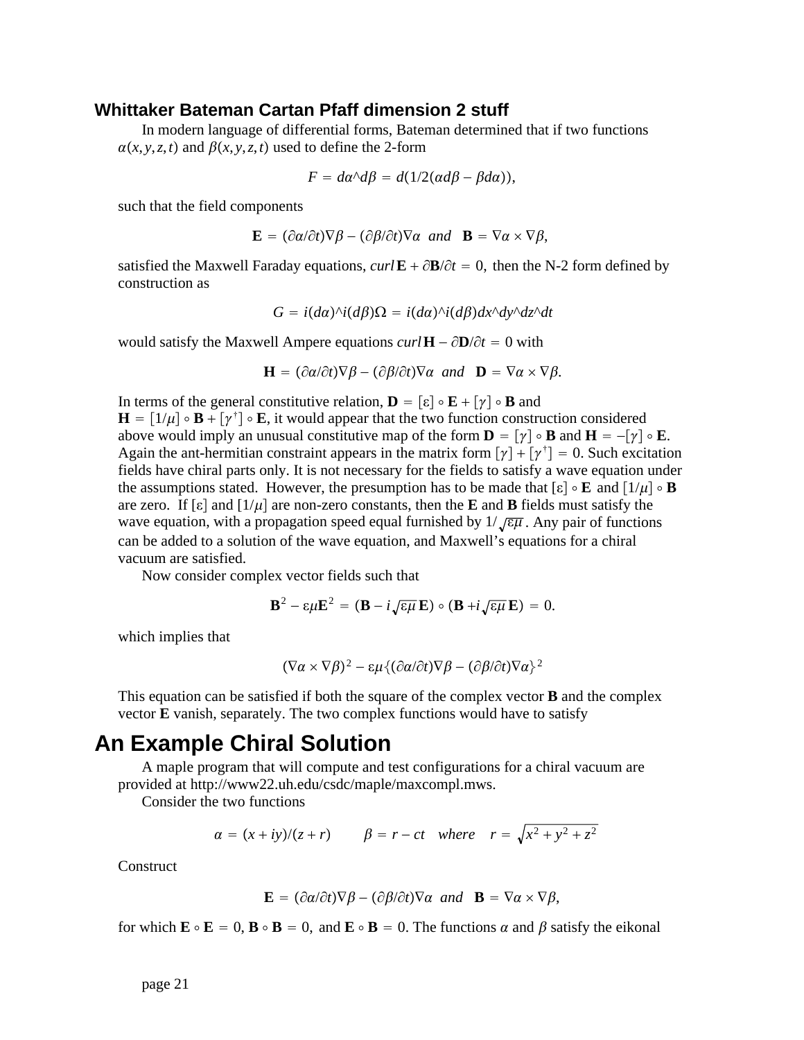### Whittaker Bateman Cartan Pfaff dimension 2 stuff

In modern language of differential forms, Bateman determined that if two functions $\alpha(x,y,z,t)$ and $\beta(x,y,z,t)$ used to define the 2-form

$$F = d\alpha\hat{}d\beta = d(1/2(\alpha d\beta - \beta d\alpha)),$$

such that the field components

$$\mathbf{E} = (\partial\alpha/\partial t)\nabla\beta - (\partial\beta/\partial t)\nabla\alpha \;\; and \;\; \mathbf{B} = \nabla\alpha\times\nabla\beta,$$

satisfied the Maxwell Faraday equations, $curl\,\mathbf{E} + \partial\mathbf{B}/\partial t = 0,$ then the N-2 form defined by construction as

$$G = i(d\alpha)\hat{}i(d\beta)\Omega = i(d\alpha)\hat{}i(d\beta)dx\hat{}dy\hat{}dz\hat{}dt$$

would satisfy the Maxwell Ampere equations $curl\,\mathbf{H} - \partial\mathbf{D}/\partial t = 0$ with

$$\mathbf{H} = (\partial\alpha/\partial t)\nabla\beta - (\partial\beta/\partial t)\nabla\alpha \;\; and \;\; \mathbf{D} = \nabla\alpha\times\nabla\beta.$$

In terms of the general constitutive relation, $\mathbf{D} = [\varepsilon]\circ\mathbf{E} + [\gamma]\circ\mathbf{B}$ and $\mathbf{H} = [1/\mu]\circ\mathbf{B} + [\gamma^{\dagger}]\circ\mathbf{E}$, it would appear that the two function construction considered above would imply an unusual constitutive map of the form $\mathbf{D} = [\gamma]\circ\mathbf{B}$ and $\mathbf{H} = -[\gamma]\circ\mathbf{E}$. Again the ant-hermitian constraint appears in the matrix form $[\gamma] + [\gamma^{\dagger}] = 0$. Such excitation fields have chiral parts only. It is not necessary for the fields to satisfy a wave equation under the assumptions stated. However, the presumption has to be made that $[\varepsilon]\circ\mathbf{E}$ and $[1/\mu]\circ\mathbf{B}$ are zero. If $[\varepsilon]$ and $[1/\mu]$ are non-zero constants, then the $\mathbf{E}$ and $\mathbf{B}$ fields must satisfy the wave equation, with a propagation speed equal furnished by $1/\sqrt{\varepsilon\mu}$. Any pair of functions can be added to a solution of the wave equation, and Maxwell's equations for a chiral vacuum are satisfied.

Now consider complex vector fields such that

$$\mathbf{B}^2 - \varepsilon\mu\mathbf{E}^2 = (\mathbf{B} - i\sqrt{\varepsilon\mu}\,\mathbf{E})\circ(\mathbf{B} + i\sqrt{\varepsilon\mu}\,\mathbf{E}) = 0.$$

which implies that

$$(\nabla\alpha\times\nabla\beta)^2 - \varepsilon\mu\{(\partial\alpha/\partial t)\nabla\beta - (\partial\beta/\partial t)\nabla\alpha\}^2$$

This equation can be satisfied if both the square of the complex vector $\mathbf{B}$ and the complex vector $\mathbf{E}$ vanish, separately. The two complex functions would have to satisfy

## An Example Chiral Solution

A maple program that will compute and test configurations for a chiral vacuum are provided at http://www22.uh.edu/csdc/maple/maxcompl.mws.

Consider the two functions

$$\alpha = (x+iy)/(z+r) \qquad \beta = r - ct \quad where \quad r = \sqrt{x^2+y^2+z^2}$$

Construct

$$\mathbf{E} = (\partial\alpha/\partial t)\nabla\beta - (\partial\beta/\partial t)\nabla\alpha \;\; and \;\; \mathbf{B} = \nabla\alpha\times\nabla\beta,$$

for which $\mathbf{E}\circ\mathbf{E} = 0$, $\mathbf{B}\circ\mathbf{B} = 0$, and $\mathbf{E}\circ\mathbf{B} = 0$. The functions $\alpha$ and $\beta$ satisfy the eikonal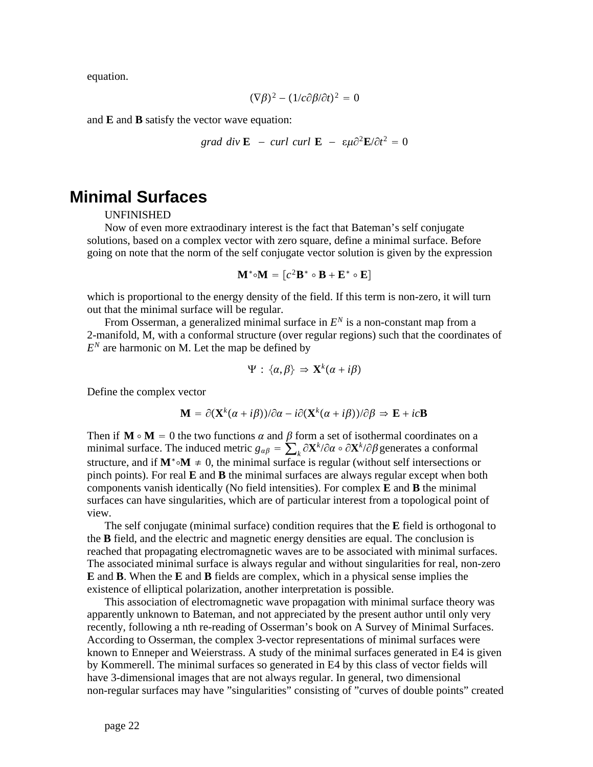equation.

$$(\nabla\beta)^2 - (1/c\partial\beta/\partial t)^2 = 0$$

and **E** and **B** satisfy the vector wave equation:

$$\mathit{grad}\ \mathit{div}\,\mathbf{E}\ - \mathit{curl}\ \mathit{curl}\ \mathbf{E}\ - \varepsilon\mu\partial^2\mathbf{E}/\partial t^2 = 0$$

## Minimal Surfaces

UNFINISHED

Now of even more extraordinary interest is the fact that Bateman's self conjugate solutions, based on a complex vector with zero square, define a minimal surface. Before going on note that the norm of the self conjugate vector solution is given by the expression

$$\mathbf{M}^{*}\circ\mathbf{M} = [c^2\mathbf{B}^{*}\circ\mathbf{B} + \mathbf{E}^{*}\circ\mathbf{E}]$$

which is proportional to the energy density of the field. If this term is non-zero, it will turn out that the minimal surface will be regular.

From Osserman, a generalized minimal surface in $E^N$ is a non-constant map from a 2-manifold, M, with a conformal structure (over regular regions) such that the coordinates of $E^N$ are harmonic on M. Let the map be defined by

$$\Psi : \{\alpha,\beta\} \Rightarrow \mathbf{X}^k(\alpha + i\beta)$$

Define the complex vector

$$\mathbf{M} = \partial(\mathbf{X}^k(\alpha + i\beta))/\partial\alpha - i\partial(\mathbf{X}^k(\alpha + i\beta))/\partial\beta \Rightarrow \mathbf{E} + ic\mathbf{B}$$

Then if $\mathbf{M}\circ\mathbf{M} = 0$ the two functions $\alpha$ and $\beta$ form a set of isothermal coordinates on a minimal surface. The induced metric $g_{\alpha\beta} = \sum_k \partial\mathbf{X}^k/\partial\alpha \circ \partial\mathbf{X}^k/\partial\beta$ generates a conformal structure, and if $\mathbf{M}^{*}\circ\mathbf{M} \neq 0$, the minimal surface is regular (without self intersections or pinch points). For real **E** and **B** the minimal surfaces are always regular except when both components vanish identically (No field intensities). For complex **E** and **B** the minimal surfaces can have singularities, which are of particular interest from a topological point of view.

The self conjugate (minimal surface) condition requires that the **E** field is orthogonal to the **B** field, and the electric and magnetic energy densities are equal. The conclusion is reached that propagating electromagnetic waves are to be associated with minimal surfaces. The associated minimal surface is always regular and without singularities for real, non-zero **E** and **B**. When the **E** and **B** fields are complex, which in a physical sense implies the existence of elliptical polarization, another interpretation is possible.

This association of electromagnetic wave propagation with minimal surface theory was apparently unknown to Bateman, and not appreciated by the present author until only very recently, following a nth re-reading of Osserman's book on A Survey of Minimal Surfaces. According to Osserman, the complex 3-vector representations of minimal surfaces were known to Enneper and Weierstrass. A study of the minimal surfaces generated in E4 is given by Kommerell. The minimal surfaces so generated in E4 by this class of vector fields will have 3-dimensional images that are not always regular. In general, two dimensional non-regular surfaces may have "singularities" consisting of "curves of double points" created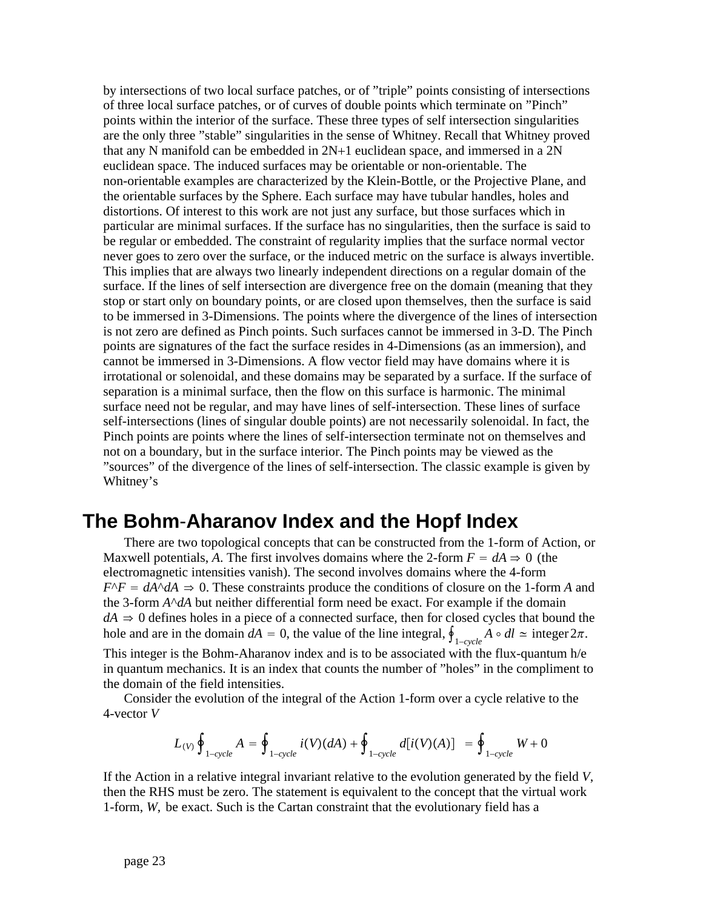by intersections of two local surface patches, or of "triple" points consisting of intersections of three local surface patches, or of curves of double points which terminate on "Pinch" points within the interior of the surface. These three types of self intersection singularities are the only three "stable" singularities in the sense of Whitney. Recall that Whitney proved that any N manifold can be embedded in 2N+1 euclidean space, and immersed in a 2N euclidean space. The induced surfaces may be orientable or non-orientable. The non-orientable examples are characterized by the Klein-Bottle, or the Projective Plane, and the orientable surfaces by the Sphere. Each surface may have tubular handles, holes and distortions. Of interest to this work are not just any surface, but those surfaces which in particular are minimal surfaces. If the surface has no singularities, then the surface is said to be regular or embedded. The constraint of regularity implies that the surface normal vector never goes to zero over the surface, or the induced metric on the surface is always invertible. This implies that are always two linearly independent directions on a regular domain of the surface. If the lines of self intersection are divergence free on the domain (meaning that they stop or start only on boundary points, or are closed upon themselves, then the surface is said to be immersed in 3-Dimensions. The points where the divergence of the lines of intersection is not zero are defined as Pinch points. Such surfaces cannot be immersed in 3-D. The Pinch points are signatures of the fact the surface resides in 4-Dimensions (as an immersion), and cannot be immersed in 3-Dimensions. A flow vector field may have domains where it is irrotational or solenoidal, and these domains may be separated by a surface. If the surface of separation is a minimal surface, then the flow on this surface is harmonic. The minimal surface need not be regular, and may have lines of self-intersection. These lines of surface self-intersections (lines of singular double points) are not necessarily solenoidal. In fact, the Pinch points are points where the lines of self-intersection terminate not on themselves and not on a boundary, but in the surface interior. The Pinch points may be viewed as the "sources" of the divergence of the lines of self-intersection. The classic example is given by Whitney's

## The Bohm-Aharanov Index and the Hopf Index

There are two topological concepts that can be constructed from the 1-form of Action, or Maxwell potentials, $A$. The first involves domains where the 2-form $F = dA \Rightarrow 0$ (the electromagnetic intensities vanish). The second involves domains where the 4-form $F\hat{}F = dA\hat{}dA \Rightarrow 0$. These constraints produce the conditions of closure on the 1-form $A$ and the 3-form $A\hat{}dA$ but neither differential form need be exact. For example if the domain $dA \Rightarrow 0$ defines holes in a piece of a connected surface, then for closed cycles that bound the hole and are in the domain $dA = 0$, the value of the line integral, $\oint_{1-cycle} A \circ dl \simeq \text{integer}\, 2\pi$. This integer is the Bohm-Aharanov index and is to be associated with the flux-quantum h/e in quantum mechanics. It is an index that counts the number of "holes" in the compliment to the domain of the field intensities.

Consider the evolution of the integral of the Action 1-form over a cycle relative to the 4-vector $V$

$$L_{(V)} \oint_{1-cycle} A = \oint_{1-cycle} i(V)(dA) + \oint_{1-cycle} d[i(V)(A)] = \oint_{1-cycle} W + 0$$

If the Action in a relative integral invariant relative to the evolution generated by the field $V$, then the RHS must be zero. The statement is equivalent to the concept that the virtual work 1-form, $W$, be exact. Such is the Cartan constraint that the evolutionary field has a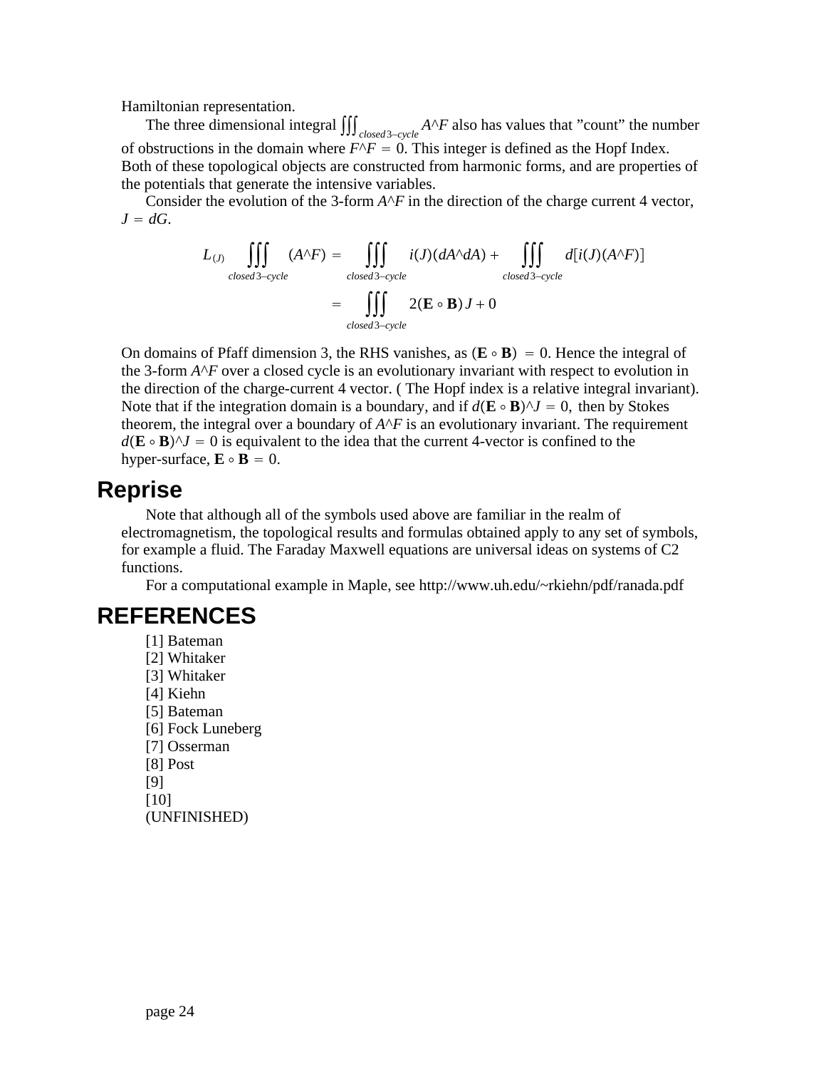Hamiltonian representation.

The three dimensional integral $\iiint_{closed\,3\text{–}cycle} A\hat{}F$ also has values that "count" the number of obstructions in the domain where $F\hat{}F = 0$. This integer is defined as the Hopf Index. Both of these topological objects are constructed from harmonic forms, and are properties of the potentials that generate the intensive variables.

Consider the evolution of the 3-form $A\hat{}F$ in the direction of the charge current 4 vector, $J = dG$.

$$L_{(J)} \iiint_{closed\,3\text{–}cycle} (A\hat{}F) = \iiint_{closed\,3\text{–}cycle} i(J)(dA\hat{}dA) + \iiint_{closed\,3\text{–}cycle} d[i(J)(A\hat{}F)]$$

$$= \iiint_{closed\,3\text{–}cycle} 2(\mathbf{E} \circ \mathbf{B})\, J + 0$$

On domains of Pfaff dimension 3, the RHS vanishes, as $(\mathbf{E} \circ \mathbf{B}) = 0$. Hence the integral of the 3-form $A\hat{}F$ over a closed cycle is an evolutionary invariant with respect to evolution in the direction of the charge-current 4 vector. ( The Hopf index is a relative integral invariant). Note that if the integration domain is a boundary, and if $d(\mathbf{E} \circ \mathbf{B})\hat{}J = 0,$ then by Stokes theorem, the integral over a boundary of $A\hat{}F$ is an evolutionary invariant. The requirement $d(\mathbf{E} \circ \mathbf{B})\hat{}J = 0$ is equivalent to the idea that the current 4-vector is confined to the hyper-surface, $\mathbf{E} \circ \mathbf{B} = 0$.

# Reprise

Note that although all of the symbols used above are familiar in the realm of electromagnetism, the topological results and formulas obtained apply to any set of symbols, for example a fluid. The Faraday Maxwell equations are universal ideas on systems of C2 functions.

For a computational example in Maple, see http://www.uh.edu/~rkiehn/pdf/ranada.pdf

# REFERENCES

[1] Bateman
[2] Whitaker
[3] Whitaker
[4] Kiehn
[5] Bateman
[6] Fock Luneberg
[7] Osserman
[8] Post
[9]
[10]
(UNFINISHED)